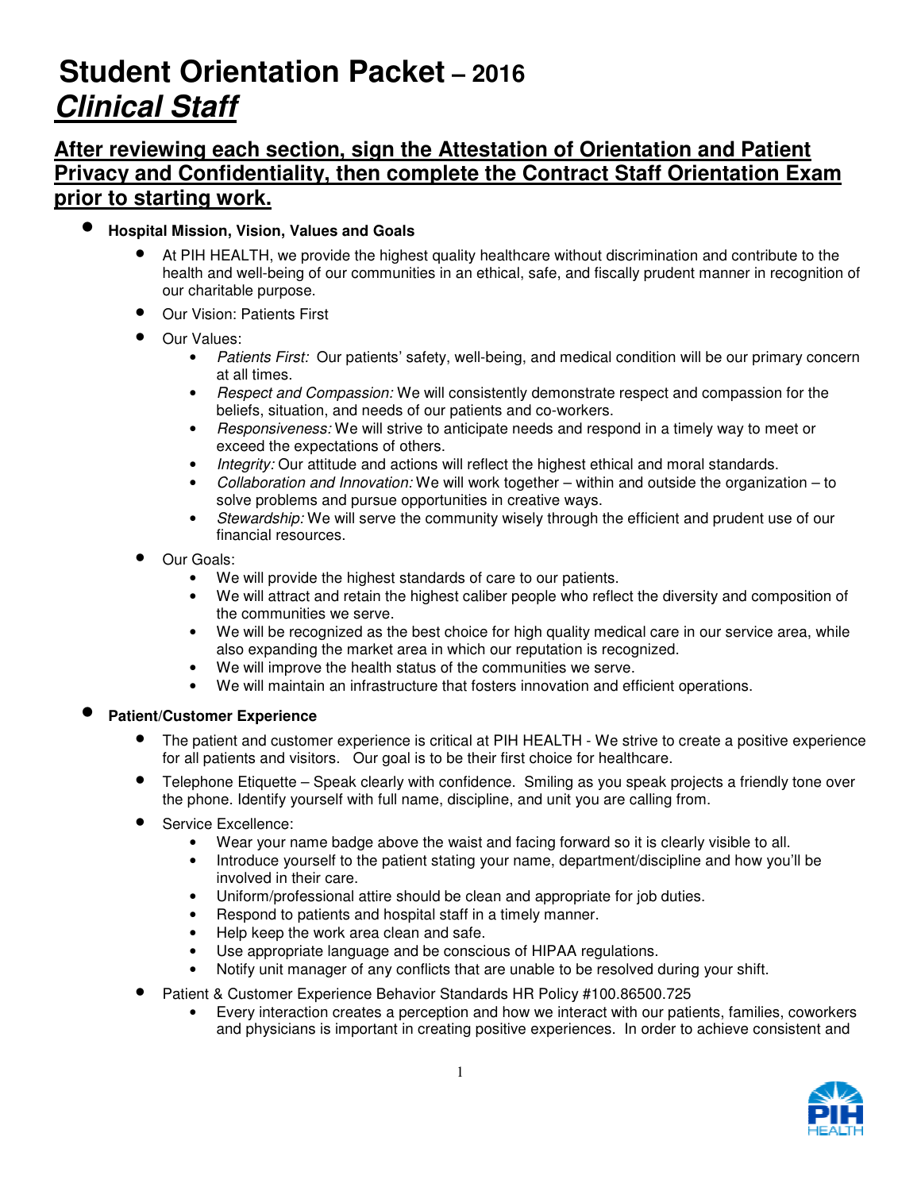# **Student Orientation Packet** – 2016
## ***Clinical Staff***

**After reviewing each section, sign the Attestation of Orientation and Patient Privacy and Confidentiality, then complete the Contract Staff Orientation Exam prior to starting work.**

- **Hospital Mission, Vision, Values and Goals**
  - At PIH HEALTH, we provide the highest quality healthcare without discrimination and contribute to the health and well-being of our communities in an ethical, safe, and fiscally prudent manner in recognition of our charitable purpose.
  - Our Vision: Patients First
  - Our Values:
    - *Patients First:* Our patients' safety, well-being, and medical condition will be our primary concern at all times.
    - *Respect and Compassion:* We will consistently demonstrate respect and compassion for the beliefs, situation, and needs of our patients and co-workers.
    - *Responsiveness:* We will strive to anticipate needs and respond in a timely way to meet or exceed the expectations of others.
    - *Integrity:* Our attitude and actions will reflect the highest ethical and moral standards.
    - *Collaboration and Innovation:* We will work together – within and outside the organization – to solve problems and pursue opportunities in creative ways.
    - *Stewardship:* We will serve the community wisely through the efficient and prudent use of our financial resources.
  - Our Goals:
    - We will provide the highest standards of care to our patients.
    - We will attract and retain the highest caliber people who reflect the diversity and composition of the communities we serve.
    - We will be recognized as the best choice for high quality medical care in our service area, while also expanding the market area in which our reputation is recognized.
    - We will improve the health status of the communities we serve.
    - We will maintain an infrastructure that fosters innovation and efficient operations.

- **Patient/Customer Experience**
  - The patient and customer experience is critical at PIH HEALTH - We strive to create a positive experience for all patients and visitors. Our goal is to be their first choice for healthcare.
  - Telephone Etiquette – Speak clearly with confidence. Smiling as you speak projects a friendly tone over the phone. Identify yourself with full name, discipline, and unit you are calling from.
  - Service Excellence:
    - Wear your name badge above the waist and facing forward so it is clearly visible to all.
    - Introduce yourself to the patient stating your name, department/discipline and how you'll be involved in their care.
    - Uniform/professional attire should be clean and appropriate for job duties.
    - Respond to patients and hospital staff in a timely manner.
    - Help keep the work area clean and safe.
    - Use appropriate language and be conscious of HIPAA regulations.
    - Notify unit manager of any conflicts that are unable to be resolved during your shift.
  - Patient & Customer Experience Behavior Standards HR Policy #100.86500.725
    - Every interaction creates a perception and how we interact with our patients, families, coworkers and physicians is important in creating positive experiences. In order to achieve consistent and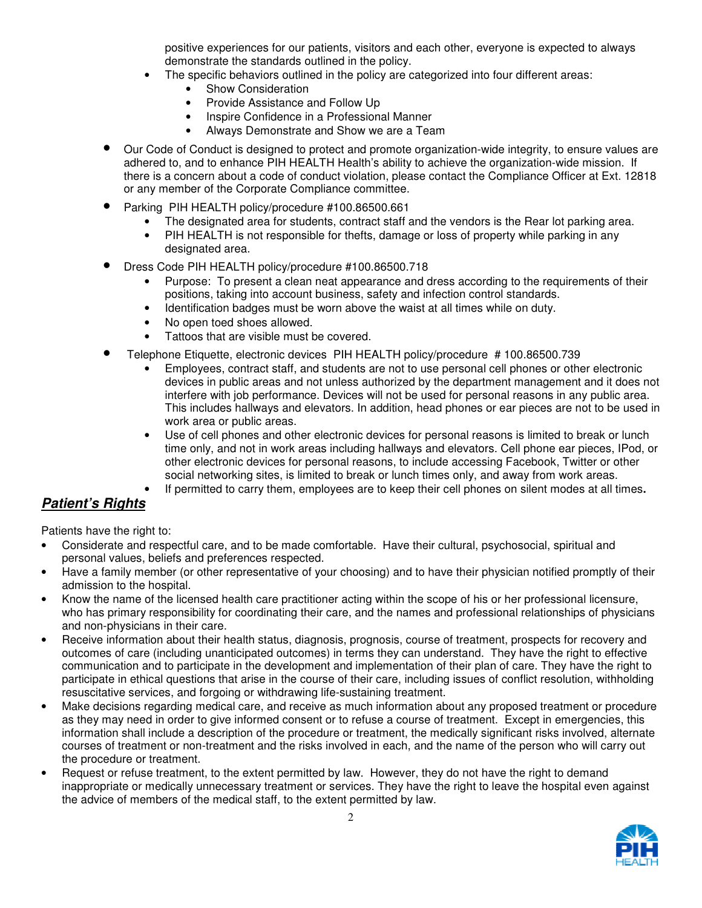positive experiences for our patients, visitors and each other, everyone is expected to always demonstrate the standards outlined in the policy.
  - The specific behaviors outlined in the policy are categorized into four different areas:
    - Show Consideration
    - Provide Assistance and Follow Up
    - Inspire Confidence in a Professional Manner
    - Always Demonstrate and Show we are a Team
- Our Code of Conduct is designed to protect and promote organization-wide integrity, to ensure values are adhered to, and to enhance PIH HEALTH Health's ability to achieve the organization-wide mission. If there is a concern about a code of conduct violation, please contact the Compliance Officer at Ext. 12818 or any member of the Corporate Compliance committee.
- Parking PIH HEALTH policy/procedure #100.86500.661
  - The designated area for students, contract staff and the vendors is the Rear lot parking area.
  - PIH HEALTH is not responsible for thefts, damage or loss of property while parking in any designated area.
- Dress Code PIH HEALTH policy/procedure #100.86500.718
  - Purpose: To present a clean neat appearance and dress according to the requirements of their positions, taking into account business, safety and infection control standards.
  - Identification badges must be worn above the waist at all times while on duty.
  - No open toed shoes allowed.
  - Tattoos that are visible must be covered.
- Telephone Etiquette, electronic devices PIH HEALTH policy/procedure # 100.86500.739
  - Employees, contract staff, and students are not to use personal cell phones or other electronic devices in public areas and not unless authorized by the department management and it does not interfere with job performance. Devices will not be used for personal reasons in any public area. This includes hallways and elevators. In addition, head phones or ear pieces are not to be used in work area or public areas.
  - Use of cell phones and other electronic devices for personal reasons is limited to break or lunch time only, and not in work areas including hallways and elevators. Cell phone ear pieces, IPod, or other electronic devices for personal reasons, to include accessing Facebook, Twitter or other social networking sites, is limited to break or lunch times only, and away from work areas.
  - If permitted to carry them, employees are to keep their cell phones on silent modes at all times**.**

## ***Patient's Rights***

Patients have the right to:

- Considerate and respectful care, and to be made comfortable. Have their cultural, psychosocial, spiritual and personal values, beliefs and preferences respected.
- Have a family member (or other representative of your choosing) and to have their physician notified promptly of their admission to the hospital.
- Know the name of the licensed health care practitioner acting within the scope of his or her professional licensure, who has primary responsibility for coordinating their care, and the names and professional relationships of physicians and non-physicians in their care.
- Receive information about their health status, diagnosis, prognosis, course of treatment, prospects for recovery and outcomes of care (including unanticipated outcomes) in terms they can understand. They have the right to effective communication and to participate in the development and implementation of their plan of care. They have the right to participate in ethical questions that arise in the course of their care, including issues of conflict resolution, withholding resuscitative services, and forgoing or withdrawing life-sustaining treatment.
- Make decisions regarding medical care, and receive as much information about any proposed treatment or procedure as they may need in order to give informed consent or to refuse a course of treatment. Except in emergencies, this information shall include a description of the procedure or treatment, the medically significant risks involved, alternate courses of treatment or non-treatment and the risks involved in each, and the name of the person who will carry out the procedure or treatment.
- Request or refuse treatment, to the extent permitted by law. However, they do not have the right to demand inappropriate or medically unnecessary treatment or services. They have the right to leave the hospital even against the advice of members of the medical staff, to the extent permitted by law.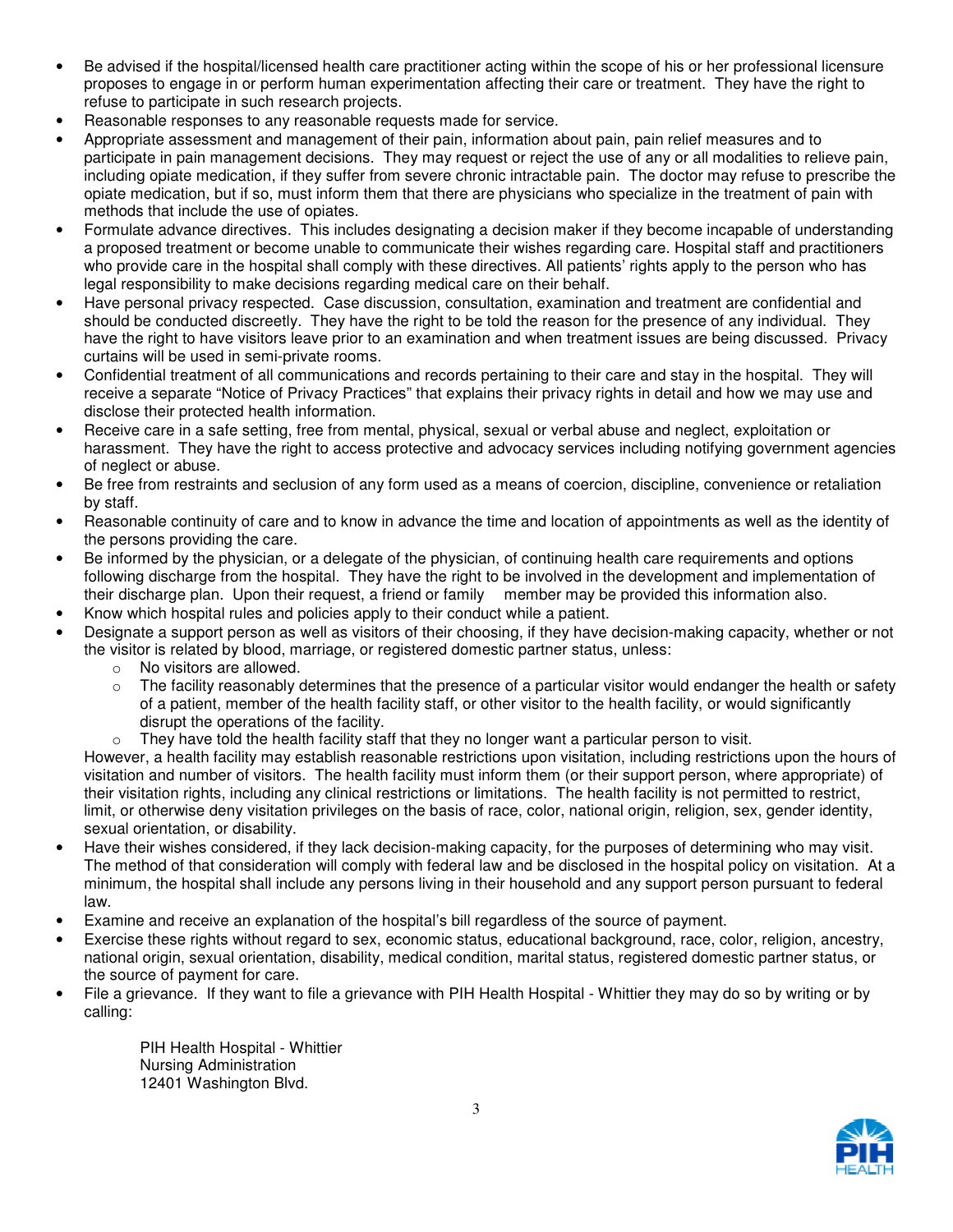- Be advised if the hospital/licensed health care practitioner acting within the scope of his or her professional licensure proposes to engage in or perform human experimentation affecting their care or treatment. They have the right to refuse to participate in such research projects.
- Reasonable responses to any reasonable requests made for service.
- Appropriate assessment and management of their pain, information about pain, pain relief measures and to participate in pain management decisions. They may request or reject the use of any or all modalities to relieve pain, including opiate medication, if they suffer from severe chronic intractable pain. The doctor may refuse to prescribe the opiate medication, but if so, must inform them that there are physicians who specialize in the treatment of pain with methods that include the use of opiates.
- Formulate advance directives. This includes designating a decision maker if they become incapable of understanding a proposed treatment or become unable to communicate their wishes regarding care. Hospital staff and practitioners who provide care in the hospital shall comply with these directives. All patients' rights apply to the person who has legal responsibility to make decisions regarding medical care on their behalf.
- Have personal privacy respected. Case discussion, consultation, examination and treatment are confidential and should be conducted discreetly. They have the right to be told the reason for the presence of any individual. They have the right to have visitors leave prior to an examination and when treatment issues are being discussed. Privacy curtains will be used in semi-private rooms.
- Confidential treatment of all communications and records pertaining to their care and stay in the hospital. They will receive a separate "Notice of Privacy Practices" that explains their privacy rights in detail and how we may use and disclose their protected health information.
- Receive care in a safe setting, free from mental, physical, sexual or verbal abuse and neglect, exploitation or harassment. They have the right to access protective and advocacy services including notifying government agencies of neglect or abuse.
- Be free from restraints and seclusion of any form used as a means of coercion, discipline, convenience or retaliation by staff.
- Reasonable continuity of care and to know in advance the time and location of appointments as well as the identity of the persons providing the care.
- Be informed by the physician, or a delegate of the physician, of continuing health care requirements and options following discharge from the hospital. They have the right to be involved in the development and implementation of their discharge plan. Upon their request, a friend or family member may be provided this information also.
- Know which hospital rules and policies apply to their conduct while a patient.
- Designate a support person as well as visitors of their choosing, if they have decision-making capacity, whether or not the visitor is related by blood, marriage, or registered domestic partner status, unless:
  - No visitors are allowed.
  - The facility reasonably determines that the presence of a particular visitor would endanger the health or safety of a patient, member of the health facility staff, or other visitor to the health facility, or would significantly disrupt the operations of the facility.
  - They have told the health facility staff that they no longer want a particular person to visit.

  However, a health facility may establish reasonable restrictions upon visitation, including restrictions upon the hours of visitation and number of visitors. The health facility must inform them (or their support person, where appropriate) of their visitation rights, including any clinical restrictions or limitations. The health facility is not permitted to restrict, limit, or otherwise deny visitation privileges on the basis of race, color, national origin, religion, sex, gender identity, sexual orientation, or disability.
- Have their wishes considered, if they lack decision-making capacity, for the purposes of determining who may visit. The method of that consideration will comply with federal law and be disclosed in the hospital policy on visitation. At a minimum, the hospital shall include any persons living in their household and any support person pursuant to federal law.
- Examine and receive an explanation of the hospital's bill regardless of the source of payment.
- Exercise these rights without regard to sex, economic status, educational background, race, color, religion, ancestry, national origin, sexual orientation, disability, medical condition, marital status, registered domestic partner status, or the source of payment for care.
- File a grievance. If they want to file a grievance with PIH Health Hospital - Whittier they may do so by writing or by calling:

  PIH Health Hospital - Whittier  
  Nursing Administration  
  12401 Washington Blvd.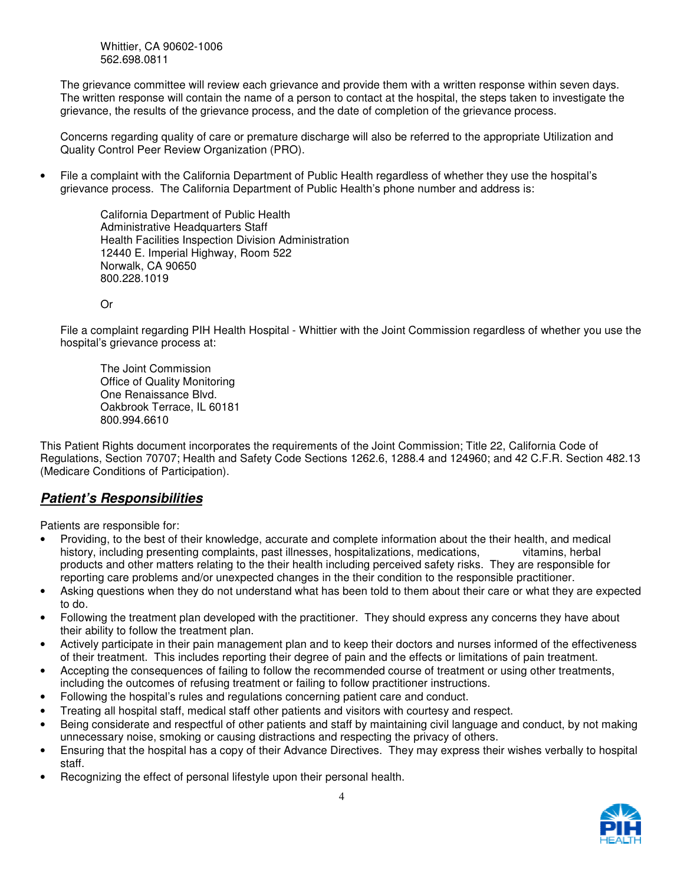Whittier, CA 90602-1006
562.698.0811

The grievance committee will review each grievance and provide them with a written response within seven days. The written response will contain the name of a person to contact at the hospital, the steps taken to investigate the grievance, the results of the grievance process, and the date of completion of the grievance process.

Concerns regarding quality of care or premature discharge will also be referred to the appropriate Utilization and Quality Control Peer Review Organization (PRO).

- File a complaint with the California Department of Public Health regardless of whether they use the hospital's grievance process. The California Department of Public Health's phone number and address is:

  California Department of Public Health
  Administrative Headquarters Staff
  Health Facilities Inspection Division Administration
  12440 E. Imperial Highway, Room 522
  Norwalk, CA 90650
  800.228.1019

  Or

  File a complaint regarding PIH Health Hospital - Whittier with the Joint Commission regardless of whether you use the hospital's grievance process at:

  The Joint Commission
  Office of Quality Monitoring
  One Renaissance Blvd.
  Oakbrook Terrace, IL 60181
  800.994.6610

This Patient Rights document incorporates the requirements of the Joint Commission; Title 22, California Code of Regulations, Section 70707; Health and Safety Code Sections 1262.6, 1288.4 and 124960; and 42 C.F.R. Section 482.13 (Medicare Conditions of Participation).

## ***Patient's Responsibilities***

Patients are responsible for:

- Providing, to the best of their knowledge, accurate and complete information about the their health, and medical history, including presenting complaints, past illnesses, hospitalizations, medications, vitamins, herbal products and other matters relating to the their health including perceived safety risks. They are responsible for reporting care problems and/or unexpected changes in the their condition to the responsible practitioner.
- Asking questions when they do not understand what has been told to them about their care or what they are expected to do.
- Following the treatment plan developed with the practitioner. They should express any concerns they have about their ability to follow the treatment plan.
- Actively participate in their pain management plan and to keep their doctors and nurses informed of the effectiveness of their treatment. This includes reporting their degree of pain and the effects or limitations of pain treatment.
- Accepting the consequences of failing to follow the recommended course of treatment or using other treatments, including the outcomes of refusing treatment or failing to follow practitioner instructions.
- Following the hospital's rules and regulations concerning patient care and conduct.
- Treating all hospital staff, medical staff other patients and visitors with courtesy and respect.
- Being considerate and respectful of other patients and staff by maintaining civil language and conduct, by not making unnecessary noise, smoking or causing distractions and respecting the privacy of others.
- Ensuring that the hospital has a copy of their Advance Directives. They may express their wishes verbally to hospital staff.
- Recognizing the effect of personal lifestyle upon their personal health.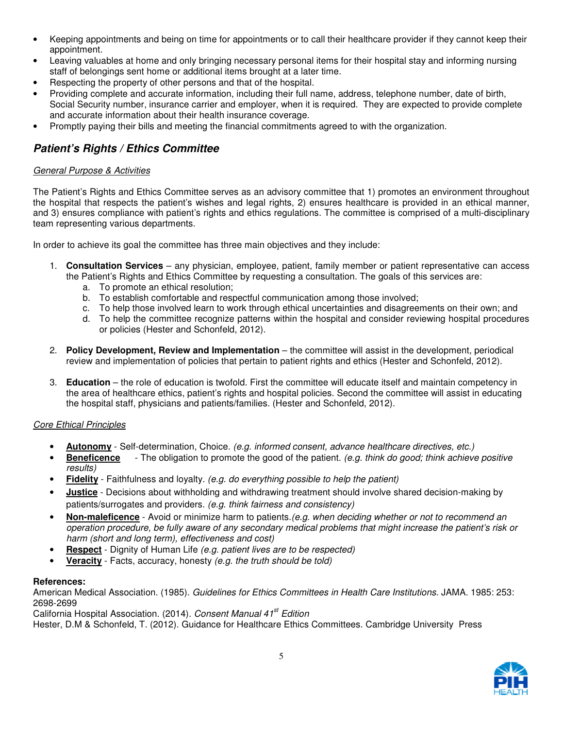- Keeping appointments and being on time for appointments or to call their healthcare provider if they cannot keep their appointment.
- Leaving valuables at home and only bringing necessary personal items for their hospital stay and informing nursing staff of belongings sent home or additional items brought at a later time.
- Respecting the property of other persons and that of the hospital.
- Providing complete and accurate information, including their full name, address, telephone number, date of birth, Social Security number, insurance carrier and employer, when it is required. They are expected to provide complete and accurate information about their health insurance coverage.
- Promptly paying their bills and meeting the financial commitments agreed to with the organization.

## *Patient's Rights / Ethics Committee*

*General Purpose & Activities*

The Patient's Rights and Ethics Committee serves as an advisory committee that 1) promotes an environment throughout the hospital that respects the patient's wishes and legal rights, 2) ensures healthcare is provided in an ethical manner, and 3) ensures compliance with patient's rights and ethics regulations. The committee is comprised of a multi-disciplinary team representing various departments.

In order to achieve its goal the committee has three main objectives and they include:

1. **Consultation Services** – any physician, employee, patient, family member or patient representative can access the Patient's Rights and Ethics Committee by requesting a consultation. The goals of this services are:
   a. To promote an ethical resolution;
   b. To establish comfortable and respectful communication among those involved;
   c. To help those involved learn to work through ethical uncertainties and disagreements on their own; and
   d. To help the committee recognize patterns within the hospital and consider reviewing hospital procedures or policies (Hester and Schonfeld, 2012).

2. **Policy Development, Review and Implementation** – the committee will assist in the development, periodical review and implementation of policies that pertain to patient rights and ethics (Hester and Schonfeld, 2012).

3. **Education** – the role of education is twofold. First the committee will educate itself and maintain competency in the area of healthcare ethics, patient's rights and hospital policies. Second the committee will assist in educating the hospital staff, physicians and patients/families. (Hester and Schonfeld, 2012).

*Core Ethical Principles*

- **Autonomy** - Self-determination, Choice. *(e.g. informed consent, advance healthcare directives, etc.)*
- **Beneficence** - The obligation to promote the good of the patient. *(e.g. think do good; think achieve positive results)*
- **Fidelity** - Faithfulness and loyalty. *(e.g. do everything possible to help the patient)*
- **Justice** - Decisions about withholding and withdrawing treatment should involve shared decision-making by patients/surrogates and providers. *(e.g. think fairness and consistency)*
- **Non-maleficence** - Avoid or minimize harm to patients. *(e.g. when deciding whether or not to recommend an operation procedure, be fully aware of any secondary medical problems that might increase the patient's risk or harm (short and long term), effectiveness and cost)*
- **Respect** - Dignity of Human Life *(e.g. patient lives are to be respected)*
- **Veracity** - Facts, accuracy, honesty *(e.g. the truth should be told)*

**References:**

American Medical Association. (1985). *Guidelines for Ethics Committees in Health Care Institutions.* JAMA. 1985: 253: 2698-2699

California Hospital Association. (2014). *Consent Manual 41st Edition*

Hester, D.M & Schonfeld, T. (2012). Guidance for Healthcare Ethics Committees. Cambridge University Press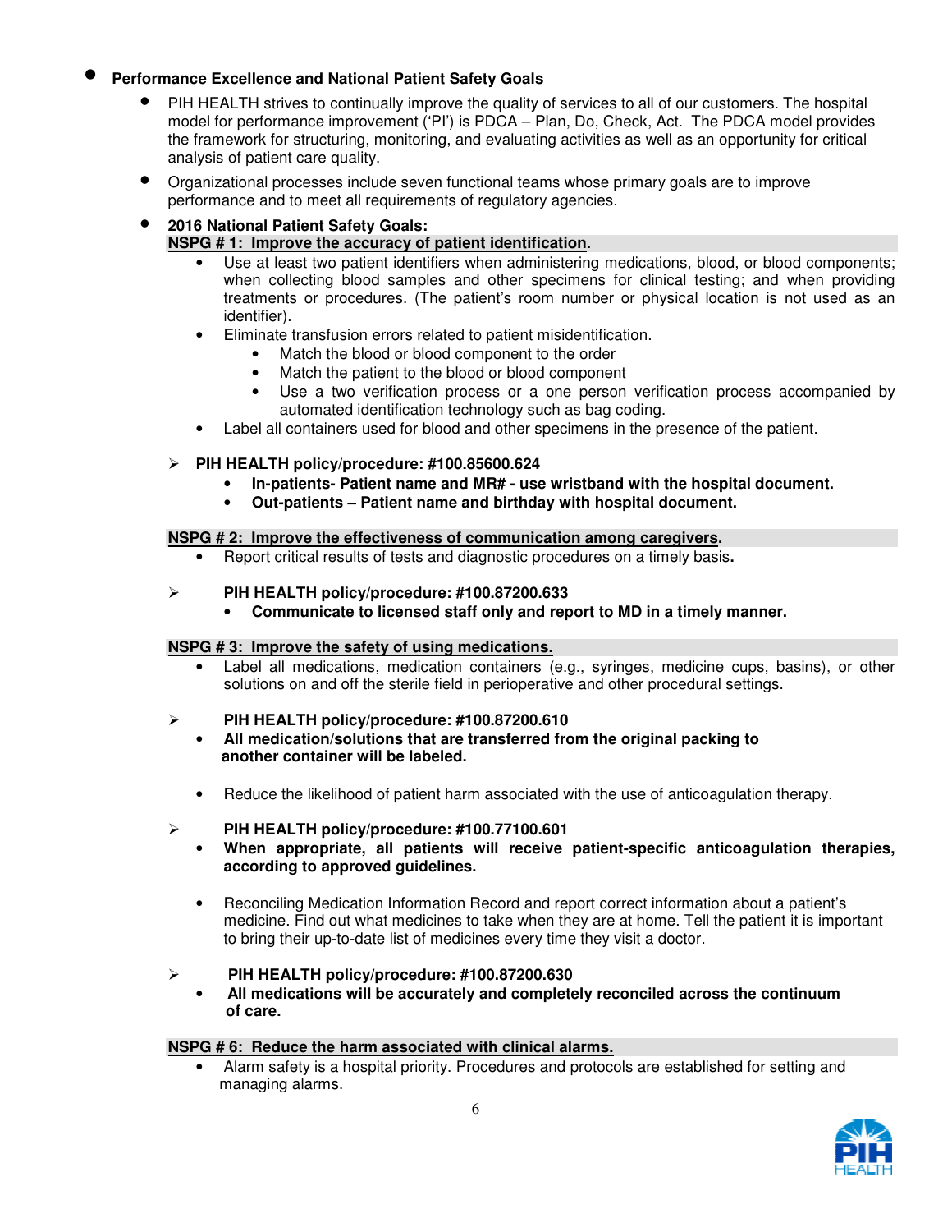- **Performance Excellence and National Patient Safety Goals**
  - PIH HEALTH strives to continually improve the quality of services to all of our customers. The hospital model for performance improvement ('PI') is PDCA – Plan, Do, Check, Act. The PDCA model provides the framework for structuring, monitoring, and evaluating activities as well as an opportunity for critical analysis of patient care quality.
  - Organizational processes include seven functional teams whose primary goals are to improve performance and to meet all requirements of regulatory agencies.
  - **2016 National Patient Safety Goals:**

**NSPG # 1: Improve the accuracy of patient identification.**

- Use at least two patient identifiers when administering medications, blood, or blood components; when collecting blood samples and other specimens for clinical testing; and when providing treatments or procedures. (The patient's room number or physical location is not used as an identifier).
- Eliminate transfusion errors related to patient misidentification.
  - Match the blood or blood component to the order
  - Match the patient to the blood or blood component
  - Use a two verification process or a one person verification process accompanied by automated identification technology such as bag coding.
- Label all containers used for blood and other specimens in the presence of the patient.

➢ **PIH HEALTH policy/procedure: #100.85600.624**
  - **In-patients- Patient name and MR# - use wristband with the hospital document.**
  - **Out-patients – Patient name and birthday with hospital document.**

**NSPG # 2: Improve the effectiveness of communication among caregivers.**

- Report critical results of tests and diagnostic procedures on a timely basis**.**

➢ **PIH HEALTH policy/procedure: #100.87200.633**
  - **Communicate to licensed staff only and report to MD in a timely manner.**

**NSPG # 3: Improve the safety of using medications.**

- Label all medications, medication containers (e.g., syringes, medicine cups, basins), or other solutions on and off the sterile field in perioperative and other procedural settings.

➢ **PIH HEALTH policy/procedure: #100.87200.610**
- **All medication/solutions that are transferred from the original packing to another container will be labeled.**

- Reduce the likelihood of patient harm associated with the use of anticoagulation therapy.

➢ **PIH HEALTH policy/procedure: #100.77100.601**
- **When appropriate, all patients will receive patient-specific anticoagulation therapies, according to approved guidelines.**

- Reconciling Medication Information Record and report correct information about a patient's medicine. Find out what medicines to take when they are at home. Tell the patient it is important to bring their up-to-date list of medicines every time they visit a doctor.

➢ **PIH HEALTH policy/procedure: #100.87200.630**
- **All medications will be accurately and completely reconciled across the continuum of care.**

**NSPG # 6: Reduce the harm associated with clinical alarms.**

- Alarm safety is a hospital priority. Procedures and protocols are established for setting and managing alarms.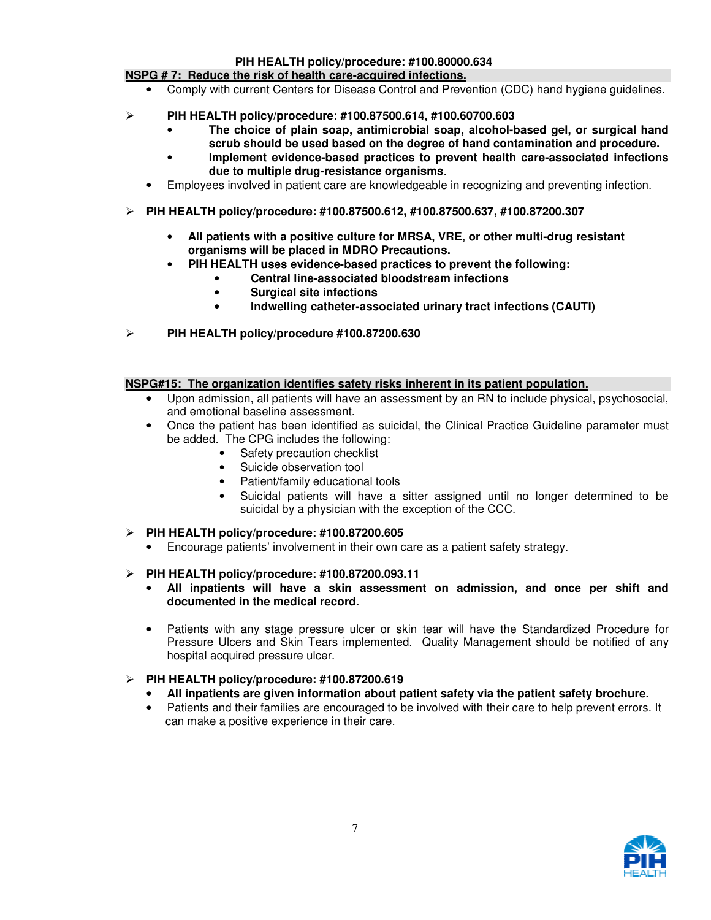**PIH HEALTH policy/procedure: #100.80000.634**

**NSPG # 7: Reduce the risk of health care-acquired infections.**

- Comply with current Centers for Disease Control and Prevention (CDC) hand hygiene guidelines.

➢ **PIH HEALTH policy/procedure: #100.87500.614, #100.60700.603**

- **The choice of plain soap, antimicrobial soap, alcohol-based gel, or surgical hand scrub should be used based on the degree of hand contamination and procedure.**
- **Implement evidence-based practices to prevent health care-associated infections due to multiple drug-resistance organisms**.

- Employees involved in patient care are knowledgeable in recognizing and preventing infection.

➢ **PIH HEALTH policy/procedure: #100.87500.612, #100.87500.637, #100.87200.307**

- **All patients with a positive culture for MRSA, VRE, or other multi-drug resistant organisms will be placed in MDRO Precautions.**
- **PIH HEALTH uses evidence-based practices to prevent the following:**
  - **Central line-associated bloodstream infections**
  - **Surgical site infections**
  - **Indwelling catheter-associated urinary tract infections (CAUTI)**

➢ **PIH HEALTH policy/procedure #100.87200.630**

**NSPG#15: The organization identifies safety risks inherent in its patient population.**

- Upon admission, all patients will have an assessment by an RN to include physical, psychosocial, and emotional baseline assessment.
- Once the patient has been identified as suicidal, the Clinical Practice Guideline parameter must be added. The CPG includes the following:
  - Safety precaution checklist
  - Suicide observation tool
  - Patient/family educational tools
  - Suicidal patients will have a sitter assigned until no longer determined to be suicidal by a physician with the exception of the CCC.

➢ **PIH HEALTH policy/procedure: #100.87200.605**

- Encourage patients' involvement in their own care as a patient safety strategy.

➢ **PIH HEALTH policy/procedure: #100.87200.093.11**

- **All inpatients will have a skin assessment on admission, and once per shift and documented in the medical record.**

- Patients with any stage pressure ulcer or skin tear will have the Standardized Procedure for Pressure Ulcers and Skin Tears implemented. Quality Management should be notified of any hospital acquired pressure ulcer.

➢ **PIH HEALTH policy/procedure: #100.87200.619**

- **All inpatients are given information about patient safety via the patient safety brochure.**
- Patients and their families are encouraged to be involved with their care to help prevent errors. It can make a positive experience in their care.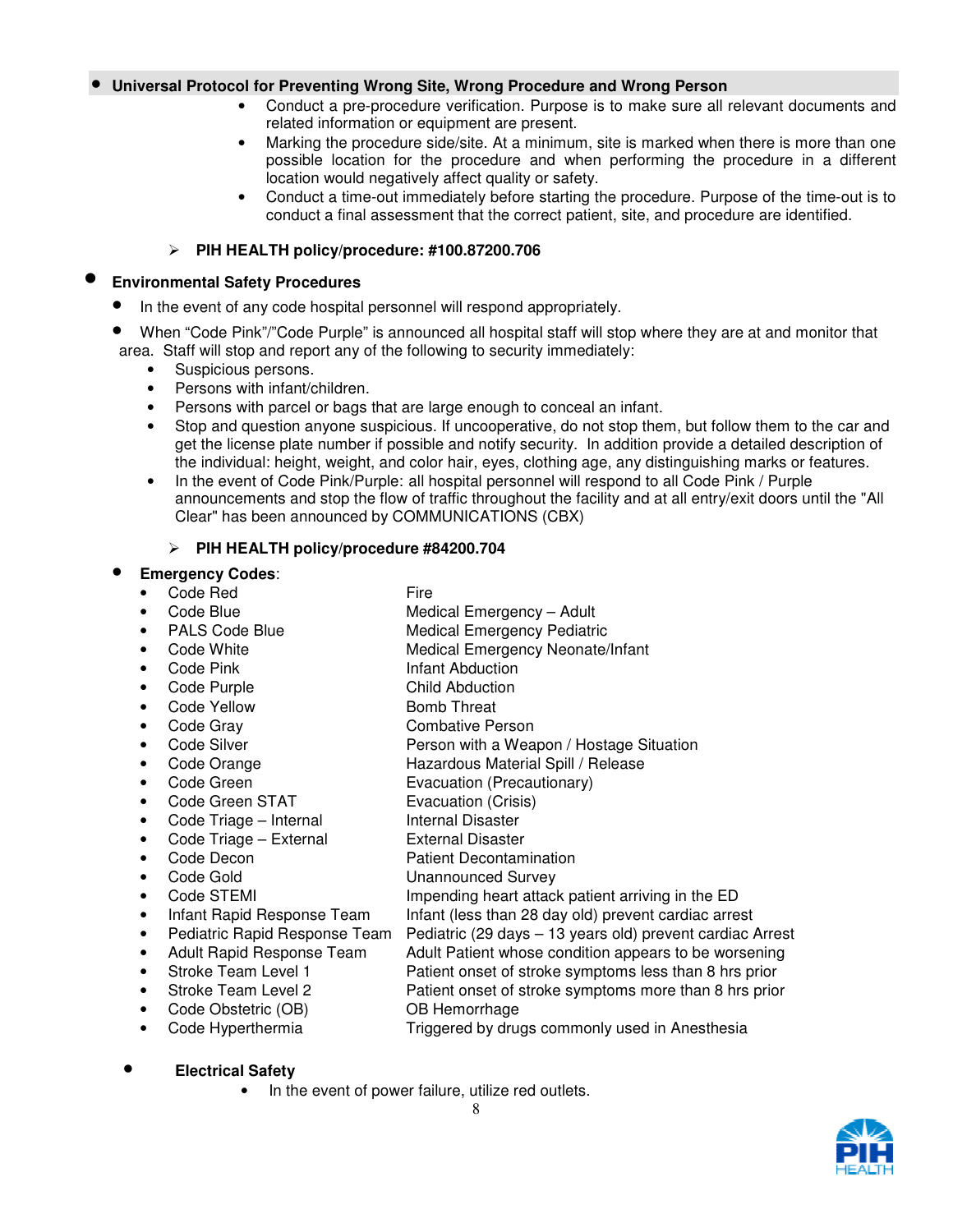- **Universal Protocol for Preventing Wrong Site, Wrong Procedure and Wrong Person**
  - Conduct a pre-procedure verification. Purpose is to make sure all relevant documents and related information or equipment are present.
  - Marking the procedure side/site. At a minimum, site is marked when there is more than one possible location for the procedure and when performing the procedure in a different location would negatively affect quality or safety.
  - Conduct a time-out immediately before starting the procedure. Purpose of the time-out is to conduct a final assessment that the correct patient, site, and procedure are identified.

  ➢ **PIH HEALTH policy/procedure: #100.87200.706**

- **Environmental Safety Procedures**
  - In the event of any code hospital personnel will respond appropriately.
  - When "Code Pink"/"Code Purple" is announced all hospital staff will stop where they are at and monitor that area. Staff will stop and report any of the following to security immediately:
    - Suspicious persons.
    - Persons with infant/children.
    - Persons with parcel or bags that are large enough to conceal an infant.
    - Stop and question anyone suspicious. If uncooperative, do not stop them, but follow them to the car and get the license plate number if possible and notify security. In addition provide a detailed description of the individual: height, weight, and color hair, eyes, clothing age, any distinguishing marks or features.
    - In the event of Code Pink/Purple: all hospital personnel will respond to all Code Pink / Purple announcements and stop the flow of traffic throughout the facility and at all entry/exit doors until the "All Clear" has been announced by COMMUNICATIONS (CBX)

  ➢ **PIH HEALTH policy/procedure #84200.704**

- **Emergency Codes**:

| Code | Meaning |
|---|---|
| Code Red | Fire |
| Code Blue | Medical Emergency – Adult |
| PALS Code Blue | Medical Emergency Pediatric |
| Code White | Medical Emergency Neonate/Infant |
| Code Pink | Infant Abduction |
| Code Purple | Child Abduction |
| Code Yellow | Bomb Threat |
| Code Gray | Combative Person |
| Code Silver | Person with a Weapon / Hostage Situation |
| Code Orange | Hazardous Material Spill / Release |
| Code Green | Evacuation (Precautionary) |
| Code Green STAT | Evacuation (Crisis) |
| Code Triage – Internal | Internal Disaster |
| Code Triage – External | External Disaster |
| Code Decon | Patient Decontamination |
| Code Gold | Unannounced Survey |
| Code STEMI | Impending heart attack patient arriving in the ED |
| Infant Rapid Response Team | Infant (less than 28 day old) prevent cardiac arrest |
| Pediatric Rapid Response Team | Pediatric (29 days – 13 years old) prevent cardiac Arrest |
| Adult Rapid Response Team | Adult Patient whose condition appears to be worsening |
| Stroke Team Level 1 | Patient onset of stroke symptoms less than 8 hrs prior |
| Stroke Team Level 2 | Patient onset of stroke symptoms more than 8 hrs prior |
| Code Obstetric (OB) | OB Hemorrhage |
| Code Hyperthermia | Triggered by drugs commonly used in Anesthesia |

- **Electrical Safety**
  - In the event of power failure, utilize red outlets.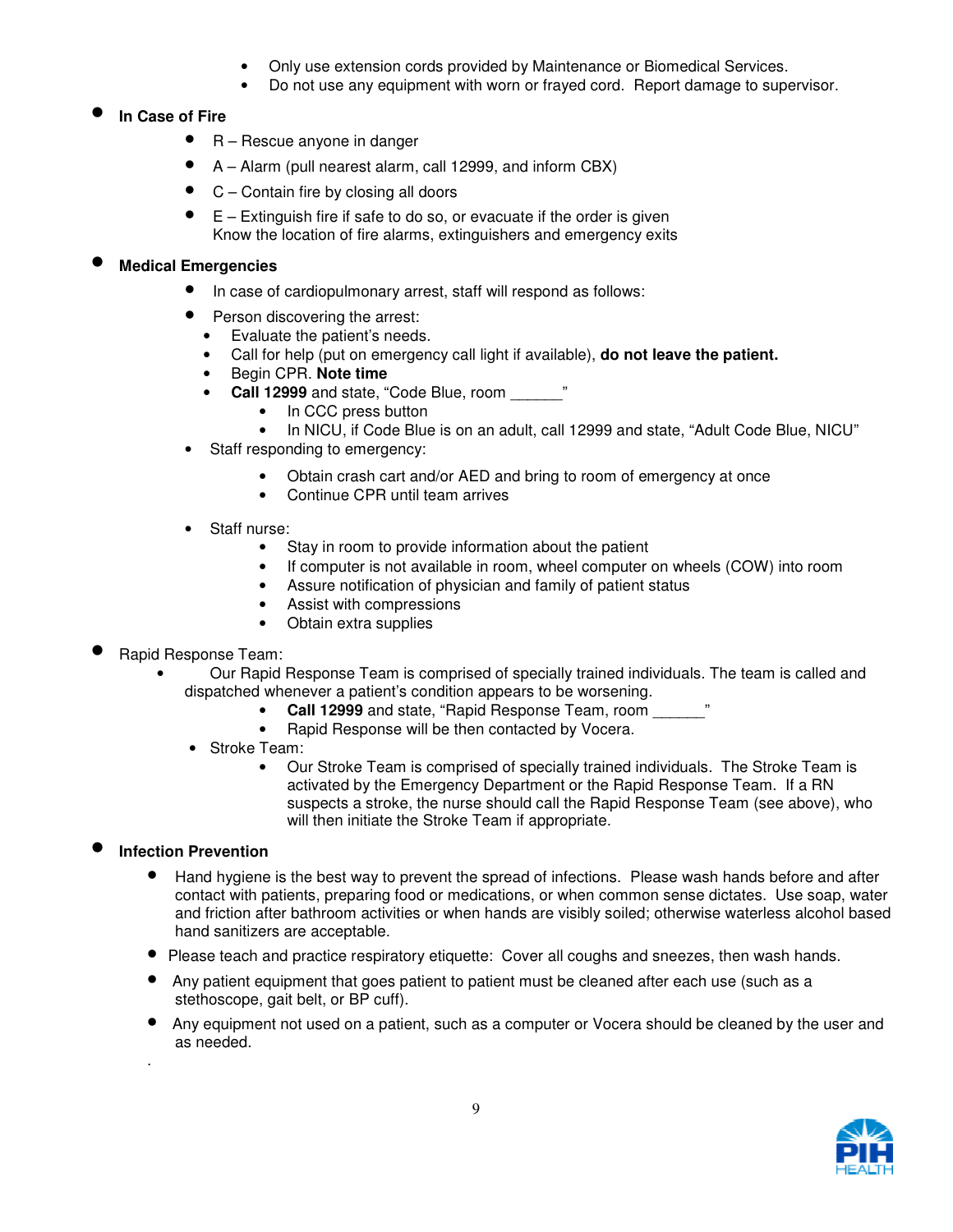- Only use extension cords provided by Maintenance or Biomedical Services.
- Do not use any equipment with worn or frayed cord. Report damage to supervisor.

- **In Case of Fire**
  - R – Rescue anyone in danger
  - A – Alarm (pull nearest alarm, call 12999, and inform CBX)
  - C – Contain fire by closing all doors
  - E – Extinguish fire if safe to do so, or evacuate if the order is given
    Know the location of fire alarms, extinguishers and emergency exits

- **Medical Emergencies**
  - In case of cardiopulmonary arrest, staff will respond as follows:
  - Person discovering the arrest:
    - Evaluate the patient's needs.
    - Call for help (put on emergency call light if available), **do not leave the patient.**
    - Begin CPR. **Note time**
    - **Call 12999** and state, "Code Blue, room ______"
      - In CCC press button
      - In NICU, if Code Blue is on an adult, call 12999 and state, "Adult Code Blue, NICU"
  - Staff responding to emergency:
    - Obtain crash cart and/or AED and bring to room of emergency at once
    - Continue CPR until team arrives
  - Staff nurse:
    - Stay in room to provide information about the patient
    - If computer is not available in room, wheel computer on wheels (COW) into room
    - Assure notification of physician and family of patient status
    - Assist with compressions
    - Obtain extra supplies

- Rapid Response Team:
  - Our Rapid Response Team is comprised of specially trained individuals. The team is called and dispatched whenever a patient's condition appears to be worsening.
    - **Call 12999** and state, "Rapid Response Team, room ______"
    - Rapid Response will be then contacted by Vocera.
  - Stroke Team:
    - Our Stroke Team is comprised of specially trained individuals. The Stroke Team is activated by the Emergency Department or the Rapid Response Team. If a RN suspects a stroke, the nurse should call the Rapid Response Team (see above), who will then initiate the Stroke Team if appropriate.

- **Infection Prevention**
  - Hand hygiene is the best way to prevent the spread of infections. Please wash hands before and after contact with patients, preparing food or medications, or when common sense dictates. Use soap, water and friction after bathroom activities or when hands are visibly soiled; otherwise waterless alcohol based hand sanitizers are acceptable.
  - Please teach and practice respiratory etiquette: Cover all coughs and sneezes, then wash hands.
  - Any patient equipment that goes patient to patient must be cleaned after each use (such as a stethoscope, gait belt, or BP cuff).
  - Any equipment not used on a patient, such as a computer or Vocera should be cleaned by the user and as needed.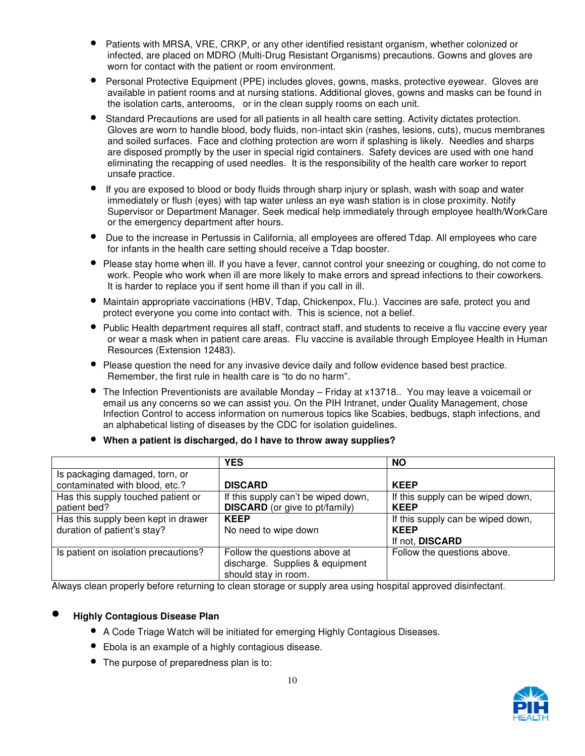- Patients with MRSA, VRE, CRKP, or any other identified resistant organism, whether colonized or infected, are placed on MDRO (Multi-Drug Resistant Organisms) precautions. Gowns and gloves are worn for contact with the patient or room environment.
- Personal Protective Equipment (PPE) includes gloves, gowns, masks, protective eyewear. Gloves are available in patient rooms and at nursing stations. Additional gloves, gowns and masks can be found in the isolation carts, anterooms, or in the clean supply rooms on each unit.
- Standard Precautions are used for all patients in all health care setting. Activity dictates protection. Gloves are worn to handle blood, body fluids, non-intact skin (rashes, lesions, cuts), mucus membranes and soiled surfaces. Face and clothing protection are worn if splashing is likely. Needles and sharps are disposed promptly by the user in special rigid containers. Safety devices are used with one hand eliminating the recapping of used needles. It is the responsibility of the health care worker to report unsafe practice.
- If you are exposed to blood or body fluids through sharp injury or splash, wash with soap and water immediately or flush (eyes) with tap water unless an eye wash station is in close proximity. Notify Supervisor or Department Manager. Seek medical help immediately through employee health/WorkCare or the emergency department after hours.
- Due to the increase in Pertussis in California, all employees are offered Tdap. All employees who care for infants in the health care setting should receive a Tdap booster.
- Please stay home when ill. If you have a fever, cannot control your sneezing or coughing, do not come to work. People who work when ill are more likely to make errors and spread infections to their coworkers. It is harder to replace you if sent home ill than if you call in ill.
- Maintain appropriate vaccinations (HBV, Tdap, Chickenpox, Flu.). Vaccines are safe, protect you and protect everyone you come into contact with. This is science, not a belief.
- Public Health department requires all staff, contract staff, and students to receive a flu vaccine every year or wear a mask when in patient care areas. Flu vaccine is available through Employee Health in Human Resources (Extension 12483).
- Please question the need for any invasive device daily and follow evidence based best practice. Remember, the first rule in health care is "to do no harm".
- The Infection Preventionists are available Monday – Friday at x13718.. You may leave a voicemail or email us any concerns so we can assist you. On the PIH Intranet, under Quality Management, chose Infection Control to access information on numerous topics like Scabies, bedbugs, staph infections, and an alphabetical listing of diseases by the CDC for isolation guidelines.
- **When a patient is discharged, do I have to throw away supplies?**

| | **YES** | **NO** |
|---|---|---|
| Is packaging damaged, torn, or contaminated with blood, etc.? | **DISCARD** | **KEEP** |
| Has this supply touched patient or patient bed? | If this supply can't be wiped down, **DISCARD** (or give to pt/family) | If this supply can be wiped down, **KEEP** |
| Has this supply been kept in drawer duration of patient's stay? | **KEEP** No need to wipe down | If this supply can be wiped down, **KEEP** If not, **DISCARD** |
| Is patient on isolation precautions? | Follow the questions above at discharge. Supplies & equipment should stay in room. | Follow the questions above. |

Always clean properly before returning to clean storage or supply area using hospital approved disinfectant.

- **Highly Contagious Disease Plan**
  - A Code Triage Watch will be initiated for emerging Highly Contagious Diseases.
  - Ebola is an example of a highly contagious disease.
  - The purpose of preparedness plan is to: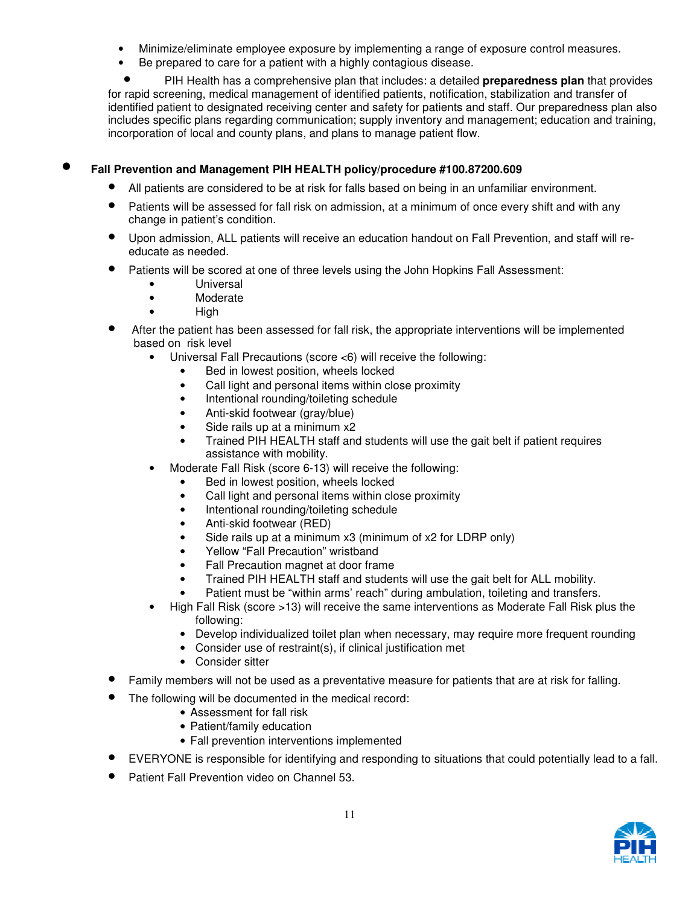- Minimize/eliminate employee exposure by implementing a range of exposure control measures.
- Be prepared to care for a patient with a highly contagious disease.
- PIH Health has a comprehensive plan that includes: a detailed **preparedness plan** that provides for rapid screening, medical management of identified patients, notification, stabilization and transfer of identified patient to designated receiving center and safety for patients and staff. Our preparedness plan also includes specific plans regarding communication; supply inventory and management; education and training, incorporation of local and county plans, and plans to manage patient flow.

- **Fall Prevention and Management PIH HEALTH policy/procedure #100.87200.609**
  - All patients are considered to be at risk for falls based on being in an unfamiliar environment.
  - Patients will be assessed for fall risk on admission, at a minimum of once every shift and with any change in patient's condition.
  - Upon admission, ALL patients will receive an education handout on Fall Prevention, and staff will re-educate as needed.
  - Patients will be scored at one of three levels using the John Hopkins Fall Assessment:
    - Universal
    - Moderate
    - High
  - After the patient has been assessed for fall risk, the appropriate interventions will be implemented based on risk level
    - Universal Fall Precautions (score <6) will receive the following:
      - Bed in lowest position, wheels locked
      - Call light and personal items within close proximity
      - Intentional rounding/toileting schedule
      - Anti-skid footwear (gray/blue)
      - Side rails up at a minimum x2
      - Trained PIH HEALTH staff and students will use the gait belt if patient requires assistance with mobility.
    - Moderate Fall Risk (score 6-13) will receive the following:
      - Bed in lowest position, wheels locked
      - Call light and personal items within close proximity
      - Intentional rounding/toileting schedule
      - Anti-skid footwear (RED)
      - Side rails up at a minimum x3 (minimum of x2 for LDRP only)
      - Yellow "Fall Precaution" wristband
      - Fall Precaution magnet at door frame
      - Trained PIH HEALTH staff and students will use the gait belt for ALL mobility.
      - Patient must be "within arms' reach" during ambulation, toileting and transfers.
    - High Fall Risk (score >13) will receive the same interventions as Moderate Fall Risk plus the following:
      - Develop individualized toilet plan when necessary, may require more frequent rounding
      - Consider use of restraint(s), if clinical justification met
      - Consider sitter
  - Family members will not be used as a preventative measure for patients that are at risk for falling.
  - The following will be documented in the medical record:
    - Assessment for fall risk
    - Patient/family education
    - Fall prevention interventions implemented
  - EVERYONE is responsible for identifying and responding to situations that could potentially lead to a fall.
  - Patient Fall Prevention video on Channel 53.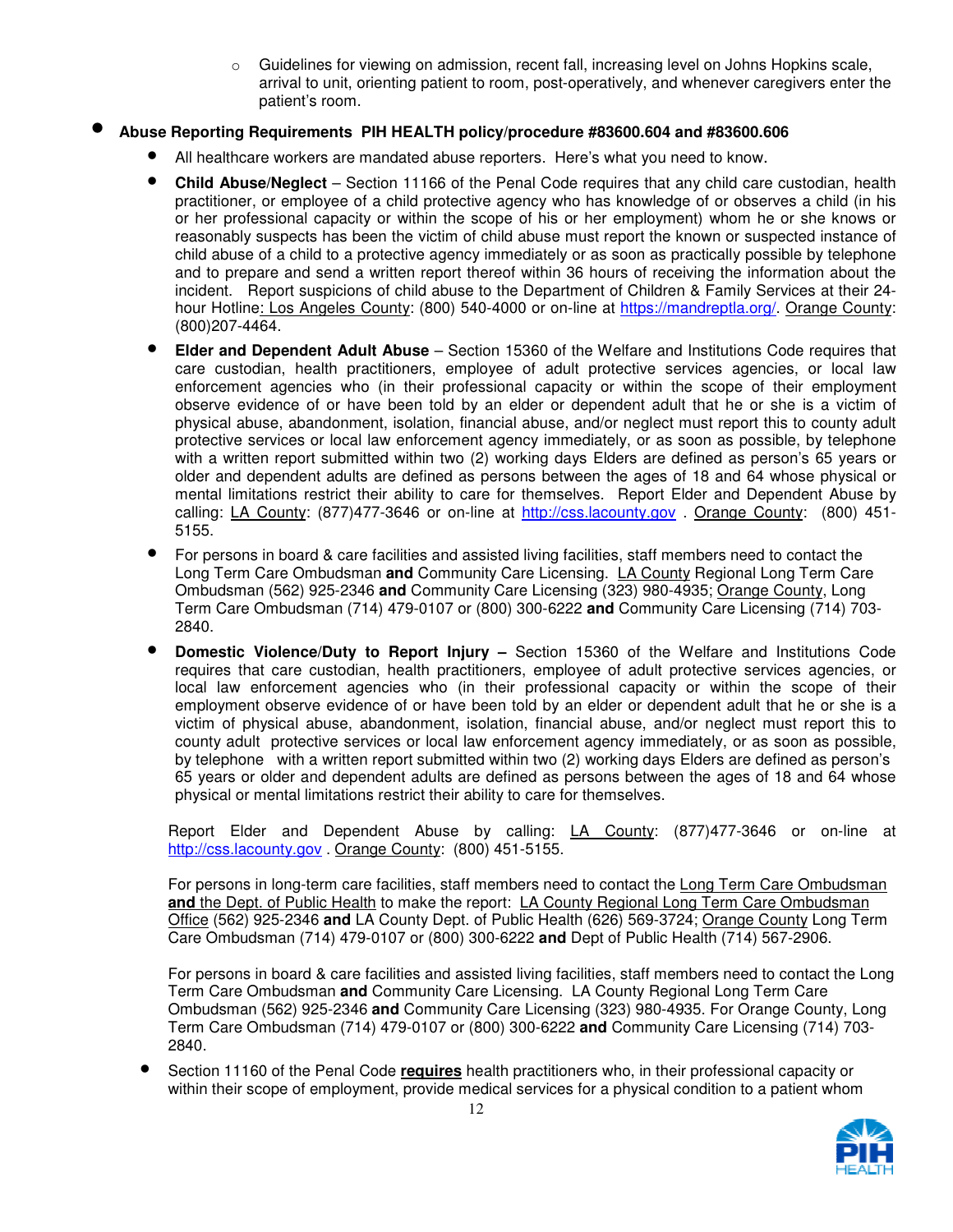- Guidelines for viewing on admission, recent fall, increasing level on Johns Hopkins scale, arrival to unit, orienting patient to room, post-operatively, and whenever caregivers enter the patient's room.

- **Abuse Reporting Requirements PIH HEALTH policy/procedure #83600.604 and #83600.606**
  - All healthcare workers are mandated abuse reporters. Here's what you need to know.
  - **Child Abuse/Neglect** – Section 11166 of the Penal Code requires that any child care custodian, health practitioner, or employee of a child protective agency who has knowledge of or observes a child (in his or her professional capacity or within the scope of his or her employment) whom he or she knows or reasonably suspects has been the victim of child abuse must report the known or suspected instance of child abuse of a child to a protective agency immediately or as soon as practically possible by telephone and to prepare and send a written report thereof within 36 hours of receiving the information about the incident. Report suspicions of child abuse to the Department of Children & Family Services at their 24-hour Hotline: Los Angeles County: (800) 540-4000 or on-line at https://mandreptla.org/. Orange County: (800)207-4464.
  - **Elder and Dependent Adult Abuse** – Section 15360 of the Welfare and Institutions Code requires that care custodian, health practitioners, employee of adult protective services agencies, or local law enforcement agencies who (in their professional capacity or within the scope of their employment observe evidence of or have been told by an elder or dependent adult that he or she is a victim of physical abuse, abandonment, isolation, financial abuse, and/or neglect must report this to county adult protective services or local law enforcement agency immediately, or as soon as possible, by telephone with a written report submitted within two (2) working days Elders are defined as person's 65 years or older and dependent adults are defined as persons between the ages of 18 and 64 whose physical or mental limitations restrict their ability to care for themselves. Report Elder and Dependent Abuse by calling: LA County: (877)477-3646 or on-line at http://css.lacounty.gov . Orange County: (800) 451-5155.
  - For persons in board & care facilities and assisted living facilities, staff members need to contact the Long Term Care Ombudsman **and** Community Care Licensing. LA County Regional Long Term Care Ombudsman (562) 925-2346 **and** Community Care Licensing (323) 980-4935; Orange County, Long Term Care Ombudsman (714) 479-0107 or (800) 300-6222 **and** Community Care Licensing (714) 703-2840.
  - **Domestic Violence/Duty to Report Injury –** Section 15360 of the Welfare and Institutions Code requires that care custodian, health practitioners, employee of adult protective services agencies, or local law enforcement agencies who (in their professional capacity or within the scope of their employment observe evidence of or have been told by an elder or dependent adult that he or she is a victim of physical abuse, abandonment, isolation, financial abuse, and/or neglect must report this to county adult protective services or local law enforcement agency immediately, or as soon as possible, by telephone with a written report submitted within two (2) working days Elders are defined as person's 65 years or older and dependent adults are defined as persons between the ages of 18 and 64 whose physical or mental limitations restrict their ability to care for themselves.

    Report Elder and Dependent Abuse by calling: LA County: (877)477-3646 or on-line at http://css.lacounty.gov . Orange County: (800) 451-5155.

    For persons in long-term care facilities, staff members need to contact the Long Term Care Ombudsman **and** the Dept. of Public Health to make the report: LA County Regional Long Term Care Ombudsman Office (562) 925-2346 **and** LA County Dept. of Public Health (626) 569-3724; Orange County Long Term Care Ombudsman (714) 479-0107 or (800) 300-6222 **and** Dept of Public Health (714) 567-2906.

    For persons in board & care facilities and assisted living facilities, staff members need to contact the Long Term Care Ombudsman **and** Community Care Licensing. LA County Regional Long Term Care Ombudsman (562) 925-2346 **and** Community Care Licensing (323) 980-4935. For Orange County, Long Term Care Ombudsman (714) 479-0107 or (800) 300-6222 **and** Community Care Licensing (714) 703-2840.
  - Section 11160 of the Penal Code **requires** health practitioners who, in their professional capacity or within their scope of employment, provide medical services for a physical condition to a patient whom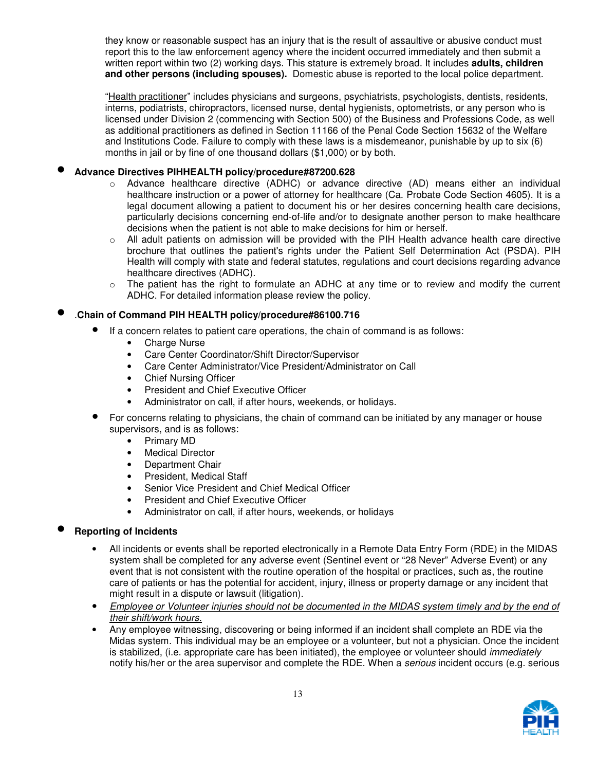they know or reasonable suspect has an injury that is the result of assaultive or abusive conduct must report this to the law enforcement agency where the incident occurred immediately and then submit a written report within two (2) working days. This stature is extremely broad. It includes **adults, children and other persons (including spouses).** Domestic abuse is reported to the local police department.

"Health practitioner" includes physicians and surgeons, psychiatrists, psychologists, dentists, residents, interns, podiatrists, chiropractors, licensed nurse, dental hygienists, optometrists, or any person who is licensed under Division 2 (commencing with Section 500) of the Business and Professions Code, as well as additional practitioners as defined in Section 11166 of the Penal Code Section 15632 of the Welfare and Institutions Code. Failure to comply with these laws is a misdemeanor, punishable by up to six (6) months in jail or by fine of one thousand dollars ($1,000) or by both.

- **Advance Directives PIHHEALTH policy/procedure#87200.628**
  - Advance healthcare directive (ADHC) or advance directive (AD) means either an individual healthcare instruction or a power of attorney for healthcare (Ca. Probate Code Section 4605). It is a legal document allowing a patient to document his or her desires concerning health care decisions, particularly decisions concerning end-of-life and/or to designate another person to make healthcare decisions when the patient is not able to make decisions for him or herself.
  - All adult patients on admission will be provided with the PIH Health advance health care directive brochure that outlines the patient's rights under the Patient Self Determination Act (PSDA). PIH Health will comply with state and federal statutes, regulations and court decisions regarding advance healthcare directives (ADHC).
  - The patient has the right to formulate an ADHC at any time or to review and modify the current ADHC. For detailed information please review the policy.

- .**Chain of Command PIH HEALTH policy/procedure#86100.716**
  - If a concern relates to patient care operations, the chain of command is as follows:
    - Charge Nurse
    - Care Center Coordinator/Shift Director/Supervisor
    - Care Center Administrator/Vice President/Administrator on Call
    - Chief Nursing Officer
    - President and Chief Executive Officer
    - Administrator on call, if after hours, weekends, or holidays.
  - For concerns relating to physicians, the chain of command can be initiated by any manager or house supervisors, and is as follows:
    - Primary MD
    - Medical Director
    - Department Chair
    - President, Medical Staff
    - Senior Vice President and Chief Medical Officer
    - President and Chief Executive Officer
    - Administrator on call, if after hours, weekends, or holidays

- **Reporting of Incidents**
  - All incidents or events shall be reported electronically in a Remote Data Entry Form (RDE) in the MIDAS system shall be completed for any adverse event (Sentinel event or "28 Never" Adverse Event) or any event that is not consistent with the routine operation of the hospital or practices, such as, the routine care of patients or has the potential for accident, injury, illness or property damage or any incident that might result in a dispute or lawsuit (litigation).
  - *Employee or Volunteer injuries should not be documented in the MIDAS system timely and by the end of their shift/work hours.*
  - Any employee witnessing, discovering or being informed if an incident shall complete an RDE via the Midas system. This individual may be an employee or a volunteer, but not a physician. Once the incident is stabilized, (i.e. appropriate care has been initiated), the employee or volunteer should *immediately* notify his/her or the area supervisor and complete the RDE. When a *serious* incident occurs (e.g. serious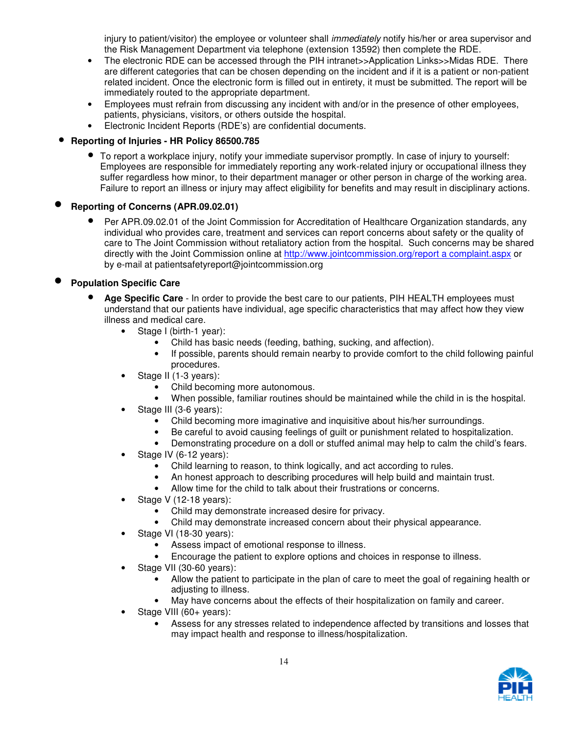injury to patient/visitor) the employee or volunteer shall *immediately* notify his/her or area supervisor and the Risk Management Department via telephone (extension 13592) then complete the RDE.

- The electronic RDE can be accessed through the PIH intranet>>Application Links>>Midas RDE. There are different categories that can be chosen depending on the incident and if it is a patient or non-patient related incident. Once the electronic form is filled out in entirety, it must be submitted. The report will be immediately routed to the appropriate department.
- Employees must refrain from discussing any incident with and/or in the presence of other employees, patients, physicians, visitors, or others outside the hospital.
- Electronic Incident Reports (RDE's) are confidential documents.

- **Reporting of Injuries - HR Policy 86500.785**
  - To report a workplace injury, notify your immediate supervisor promptly. In case of injury to yourself: Employees are responsible for immediately reporting any work-related injury or occupational illness they suffer regardless how minor, to their department manager or other person in charge of the working area. Failure to report an illness or injury may affect eligibility for benefits and may result in disciplinary actions.

- **Reporting of Concerns (APR.09.02.01)**
  - Per APR.09.02.01 of the Joint Commission for Accreditation of Healthcare Organization standards, any individual who provides care, treatment and services can report concerns about safety or the quality of care to The Joint Commission without retaliatory action from the hospital. Such concerns may be shared directly with the Joint Commission online at http://www.jointcommission.org/report a complaint.aspx or by e-mail at patientsafetyreport@jointcommission.org

- **Population Specific Care**
  - **Age Specific Care** - In order to provide the best care to our patients, PIH HEALTH employees must understand that our patients have individual, age specific characteristics that may affect how they view illness and medical care.
    - Stage I (birth-1 year):
      - Child has basic needs (feeding, bathing, sucking, and affection).
      - If possible, parents should remain nearby to provide comfort to the child following painful procedures.
    - Stage II (1-3 years):
      - Child becoming more autonomous.
      - When possible, familiar routines should be maintained while the child in is the hospital.
    - Stage III (3-6 years):
      - Child becoming more imaginative and inquisitive about his/her surroundings.
      - Be careful to avoid causing feelings of guilt or punishment related to hospitalization.
      - Demonstrating procedure on a doll or stuffed animal may help to calm the child's fears.
    - Stage IV (6-12 years):
      - Child learning to reason, to think logically, and act according to rules.
      - An honest approach to describing procedures will help build and maintain trust.
      - Allow time for the child to talk about their frustrations or concerns.
    - Stage V (12-18 years):
      - Child may demonstrate increased desire for privacy.
      - Child may demonstrate increased concern about their physical appearance.
    - Stage VI (18-30 years):
      - Assess impact of emotional response to illness.
      - Encourage the patient to explore options and choices in response to illness.
    - Stage VII (30-60 years):
      - Allow the patient to participate in the plan of care to meet the goal of regaining health or adjusting to illness.
      - May have concerns about the effects of their hospitalization on family and career.
    - Stage VIII (60+ years):
      - Assess for any stresses related to independence affected by transitions and losses that may impact health and response to illness/hospitalization.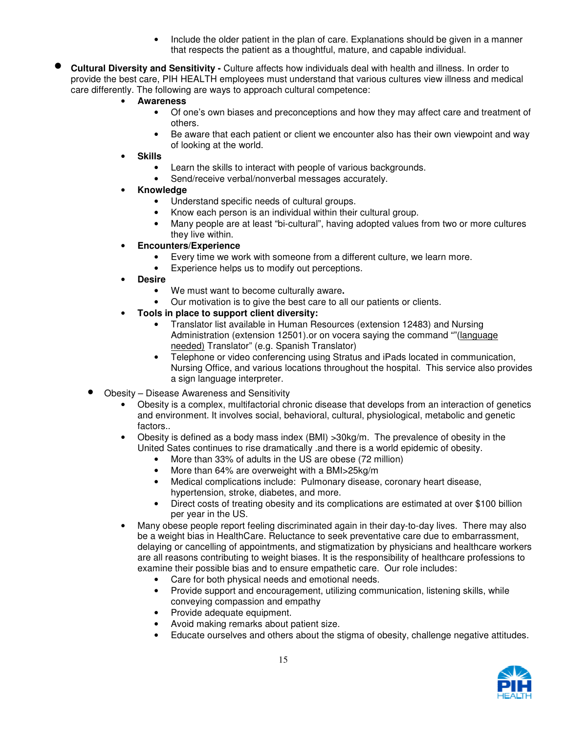- Include the older patient in the plan of care. Explanations should be given in a manner that respects the patient as a thoughtful, mature, and capable individual.

- **Cultural Diversity and Sensitivity -** Culture affects how individuals deal with health and illness. In order to provide the best care, PIH HEALTH employees must understand that various cultures view illness and medical care differently. The following are ways to approach cultural competence:
  - **Awareness**
    - Of one's own biases and preconceptions and how they may affect care and treatment of others.
    - Be aware that each patient or client we encounter also has their own viewpoint and way of looking at the world.
  - **Skills**
    - Learn the skills to interact with people of various backgrounds.
    - Send/receive verbal/nonverbal messages accurately.
  - **Knowledge**
    - Understand specific needs of cultural groups.
    - Know each person is an individual within their cultural group.
    - Many people are at least "bi-cultural", having adopted values from two or more cultures they live within.
  - **Encounters/Experience**
    - Every time we work with someone from a different culture, we learn more.
    - Experience helps us to modify out perceptions.
  - **Desire**
    - We must want to become culturally aware**.**
    - Our motivation is to give the best care to all our patients or clients.
  - **Tools in place to support client diversity:**
    - Translator list available in Human Resources (extension 12483) and Nursing Administration (extension 12501).or on vocera saying the command ""(language needed) Translator" (e.g. Spanish Translator)
    - Telephone or video conferencing using Stratus and iPads located in communication, Nursing Office, and various locations throughout the hospital. This service also provides a sign language interpreter.

- Obesity – Disease Awareness and Sensitivity
  - Obesity is a complex, multifactorial chronic disease that develops from an interaction of genetics and environment. It involves social, behavioral, cultural, physiological, metabolic and genetic factors..
  - Obesity is defined as a body mass index (BMI) >30kg/m. The prevalence of obesity in the United Sates continues to rise dramatically .and there is a world epidemic of obesity.
    - More than 33% of adults in the US are obese (72 million)
    - More than 64% are overweight with a BMI>25kg/m
    - Medical complications include: Pulmonary disease, coronary heart disease, hypertension, stroke, diabetes, and more.
    - Direct costs of treating obesity and its complications are estimated at over $100 billion per year in the US.
  - Many obese people report feeling discriminated again in their day-to-day lives. There may also be a weight bias in HealthCare. Reluctance to seek preventative care due to embarrassment, delaying or cancelling of appointments, and stigmatization by physicians and healthcare workers are all reasons contributing to weight biases. It is the responsibility of healthcare professions to examine their possible bias and to ensure empathetic care. Our role includes:
    - Care for both physical needs and emotional needs.
    - Provide support and encouragement, utilizing communication, listening skills, while conveying compassion and empathy
    - Provide adequate equipment.
    - Avoid making remarks about patient size.
    - Educate ourselves and others about the stigma of obesity, challenge negative attitudes.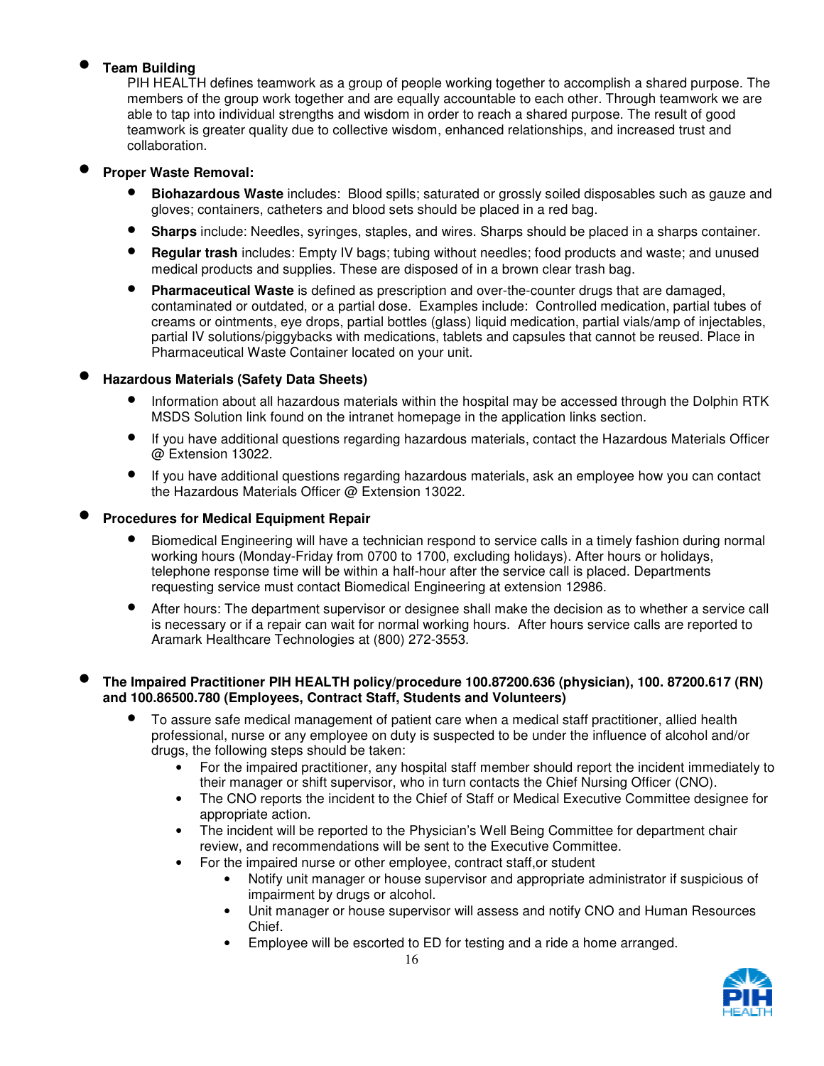- **Team Building**
  PIH HEALTH defines teamwork as a group of people working together to accomplish a shared purpose. The members of the group work together and are equally accountable to each other. Through teamwork we are able to tap into individual strengths and wisdom in order to reach a shared purpose. The result of good teamwork is greater quality due to collective wisdom, enhanced relationships, and increased trust and collaboration.

- **Proper Waste Removal:**
  - **Biohazardous Waste** includes: Blood spills; saturated or grossly soiled disposables such as gauze and gloves; containers, catheters and blood sets should be placed in a red bag.
  - **Sharps** include: Needles, syringes, staples, and wires. Sharps should be placed in a sharps container.
  - **Regular trash** includes: Empty IV bags; tubing without needles; food products and waste; and unused medical products and supplies. These are disposed of in a brown clear trash bag.
  - **Pharmaceutical Waste** is defined as prescription and over-the-counter drugs that are damaged, contaminated or outdated, or a partial dose. Examples include: Controlled medication, partial tubes of creams or ointments, eye drops, partial bottles (glass) liquid medication, partial vials/amp of injectables, partial IV solutions/piggybacks with medications, tablets and capsules that cannot be reused. Place in Pharmaceutical Waste Container located on your unit.

- **Hazardous Materials (Safety Data Sheets)**
  - Information about all hazardous materials within the hospital may be accessed through the Dolphin RTK MSDS Solution link found on the intranet homepage in the application links section.
  - If you have additional questions regarding hazardous materials, contact the Hazardous Materials Officer @ Extension 13022.
  - If you have additional questions regarding hazardous materials, ask an employee how you can contact the Hazardous Materials Officer @ Extension 13022.

- **Procedures for Medical Equipment Repair**
  - Biomedical Engineering will have a technician respond to service calls in a timely fashion during normal working hours (Monday-Friday from 0700 to 1700, excluding holidays). After hours or holidays, telephone response time will be within a half-hour after the service call is placed. Departments requesting service must contact Biomedical Engineering at extension 12986.
  - After hours: The department supervisor or designee shall make the decision as to whether a service call is necessary or if a repair can wait for normal working hours. After hours service calls are reported to Aramark Healthcare Technologies at (800) 272-3553.

- **The Impaired Practitioner PIH HEALTH policy/procedure 100.87200.636 (physician), 100. 87200.617 (RN) and 100.86500.780 (Employees, Contract Staff, Students and Volunteers)**
  - To assure safe medical management of patient care when a medical staff practitioner, allied health professional, nurse or any employee on duty is suspected to be under the influence of alcohol and/or drugs, the following steps should be taken:
    - For the impaired practitioner, any hospital staff member should report the incident immediately to their manager or shift supervisor, who in turn contacts the Chief Nursing Officer (CNO).
    - The CNO reports the incident to the Chief of Staff or Medical Executive Committee designee for appropriate action.
    - The incident will be reported to the Physician's Well Being Committee for department chair review, and recommendations will be sent to the Executive Committee.
    - For the impaired nurse or other employee, contract staff,or student
      - Notify unit manager or house supervisor and appropriate administrator if suspicious of impairment by drugs or alcohol.
      - Unit manager or house supervisor will assess and notify CNO and Human Resources Chief.
      - Employee will be escorted to ED for testing and a ride a home arranged.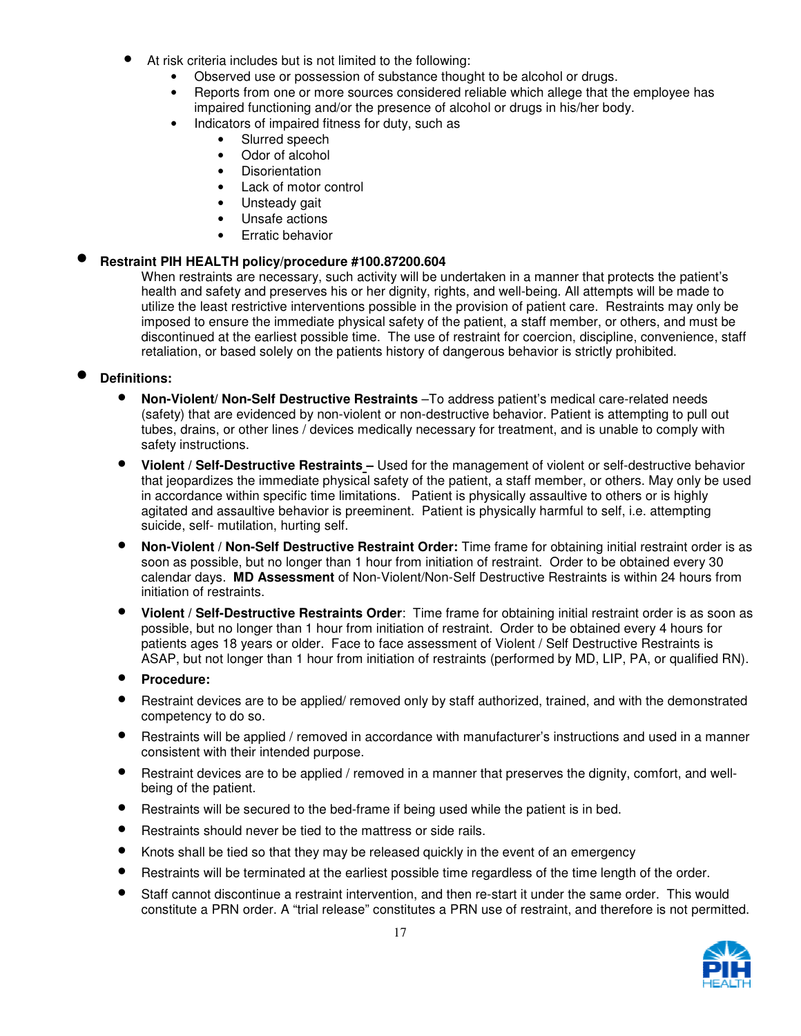- At risk criteria includes but is not limited to the following:
  - Observed use or possession of substance thought to be alcohol or drugs.
  - Reports from one or more sources considered reliable which allege that the employee has impaired functioning and/or the presence of alcohol or drugs in his/her body.
  - Indicators of impaired fitness for duty, such as
    - Slurred speech
    - Odor of alcohol
    - Disorientation
    - Lack of motor control
    - Unsteady gait
    - Unsafe actions
    - Erratic behavior

- **Restraint PIH HEALTH policy/procedure #100.87200.604**

  When restraints are necessary, such activity will be undertaken in a manner that protects the patient's health and safety and preserves his or her dignity, rights, and well-being. All attempts will be made to utilize the least restrictive interventions possible in the provision of patient care. Restraints may only be imposed to ensure the immediate physical safety of the patient, a staff member, or others, and must be discontinued at the earliest possible time. The use of restraint for coercion, discipline, convenience, staff retaliation, or based solely on the patients history of dangerous behavior is strictly prohibited.

- **Definitions:**
  - **Non-Violent/ Non-Self Destructive Restraints** –To address patient's medical care-related needs (safety) that are evidenced by non-violent or non-destructive behavior. Patient is attempting to pull out tubes, drains, or other lines / devices medically necessary for treatment, and is unable to comply with safety instructions.
  - **Violent / Self-Destructive Restraints –** Used for the management of violent or self-destructive behavior that jeopardizes the immediate physical safety of the patient, a staff member, or others. May only be used in accordance within specific time limitations. Patient is physically assaultive to others or is highly agitated and assaultive behavior is preeminent. Patient is physically harmful to self, i.e. attempting suicide, self- mutilation, hurting self.
  - **Non-Violent / Non-Self Destructive Restraint Order:** Time frame for obtaining initial restraint order is as soon as possible, but no longer than 1 hour from initiation of restraint. Order to be obtained every 30 calendar days. **MD Assessment** of Non-Violent/Non-Self Destructive Restraints is within 24 hours from initiation of restraints.
  - **Violent / Self-Destructive Restraints Order**: Time frame for obtaining initial restraint order is as soon as possible, but no longer than 1 hour from initiation of restraint. Order to be obtained every 4 hours for patients ages 18 years or older. Face to face assessment of Violent / Self Destructive Restraints is ASAP, but not longer than 1 hour from initiation of restraints (performed by MD, LIP, PA, or qualified RN).
  - **Procedure:**
  - Restraint devices are to be applied/ removed only by staff authorized, trained, and with the demonstrated competency to do so.
  - Restraints will be applied / removed in accordance with manufacturer's instructions and used in a manner consistent with their intended purpose.
  - Restraint devices are to be applied / removed in a manner that preserves the dignity, comfort, and well-being of the patient.
  - Restraints will be secured to the bed-frame if being used while the patient is in bed.
  - Restraints should never be tied to the mattress or side rails.
  - Knots shall be tied so that they may be released quickly in the event of an emergency
  - Restraints will be terminated at the earliest possible time regardless of the time length of the order.
  - Staff cannot discontinue a restraint intervention, and then re-start it under the same order. This would constitute a PRN order. A "trial release" constitutes a PRN use of restraint, and therefore is not permitted.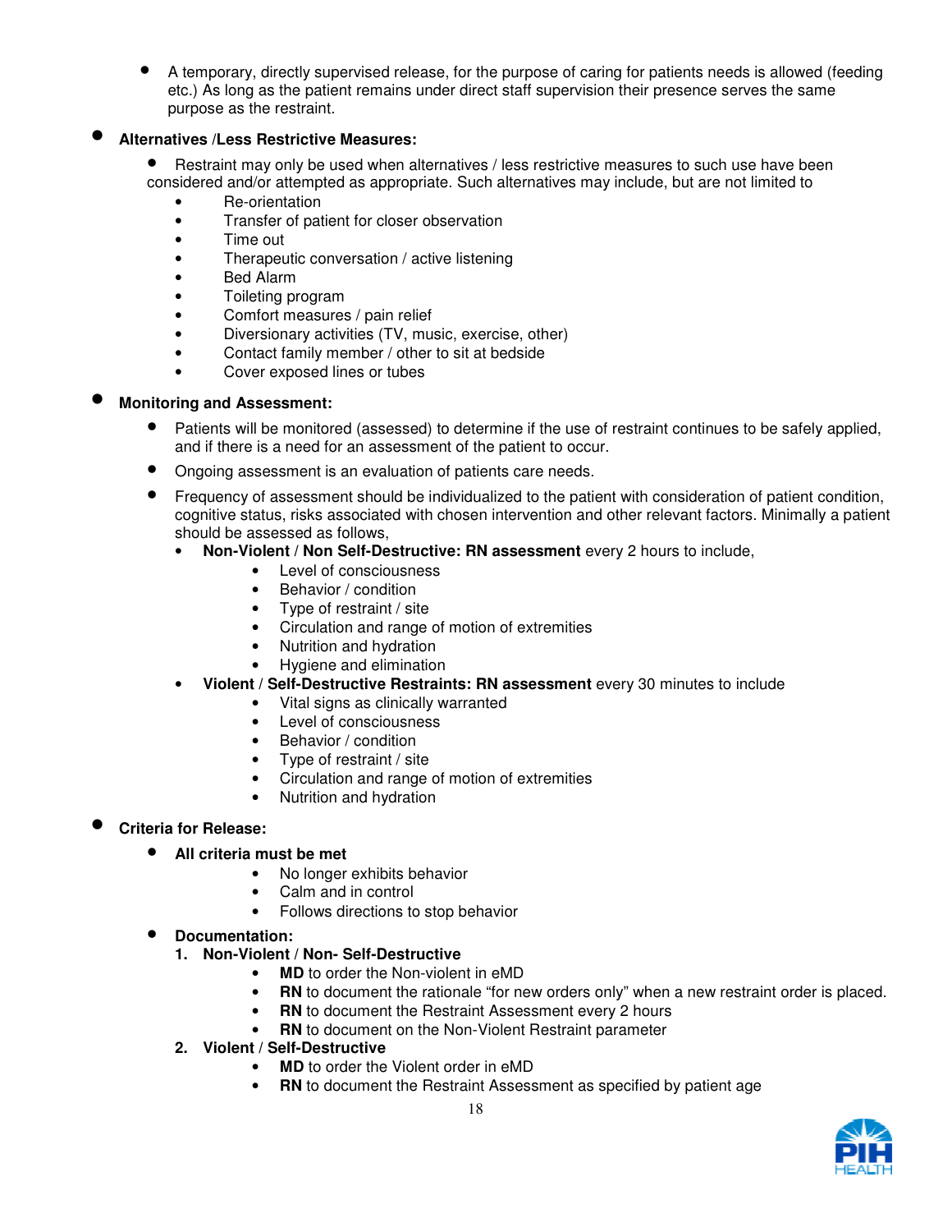- A temporary, directly supervised release, for the purpose of caring for patients needs is allowed (feeding etc.) As long as the patient remains under direct staff supervision their presence serves the same purpose as the restraint.

- **Alternatives /Less Restrictive Measures:**
  - Restraint may only be used when alternatives / less restrictive measures to such use have been considered and/or attempted as appropriate. Such alternatives may include, but are not limited to
    - Re-orientation
    - Transfer of patient for closer observation
    - Time out
    - Therapeutic conversation / active listening
    - Bed Alarm
    - Toileting program
    - Comfort measures / pain relief
    - Diversionary activities (TV, music, exercise, other)
    - Contact family member / other to sit at bedside
    - Cover exposed lines or tubes

- **Monitoring and Assessment:**
  - Patients will be monitored (assessed) to determine if the use of restraint continues to be safely applied, and if there is a need for an assessment of the patient to occur.
  - Ongoing assessment is an evaluation of patients care needs.
  - Frequency of assessment should be individualized to the patient with consideration of patient condition, cognitive status, risks associated with chosen intervention and other relevant factors. Minimally a patient should be assessed as follows,
    - **Non-Violent / Non Self-Destructive: RN assessment** every 2 hours to include,
      - Level of consciousness
      - Behavior / condition
      - Type of restraint / site
      - Circulation and range of motion of extremities
      - Nutrition and hydration
      - Hygiene and elimination
    - **Violent / Self-Destructive Restraints: RN assessment** every 30 minutes to include
      - Vital signs as clinically warranted
      - Level of consciousness
      - Behavior / condition
      - Type of restraint / site
      - Circulation and range of motion of extremities
      - Nutrition and hydration

- **Criteria for Release:**
  - **All criteria must be met**
    - No longer exhibits behavior
    - Calm and in control
    - Follows directions to stop behavior
  - **Documentation:**
    1. **Non-Violent / Non- Self-Destructive**
       - **MD** to order the Non-violent in eMD
       - **RN** to document the rationale "for new orders only" when a new restraint order is placed.
       - **RN** to document the Restraint Assessment every 2 hours
       - **RN** to document on the Non-Violent Restraint parameter
    2. **Violent / Self-Destructive**
       - **MD** to order the Violent order in eMD
       - **RN** to document the Restraint Assessment as specified by patient age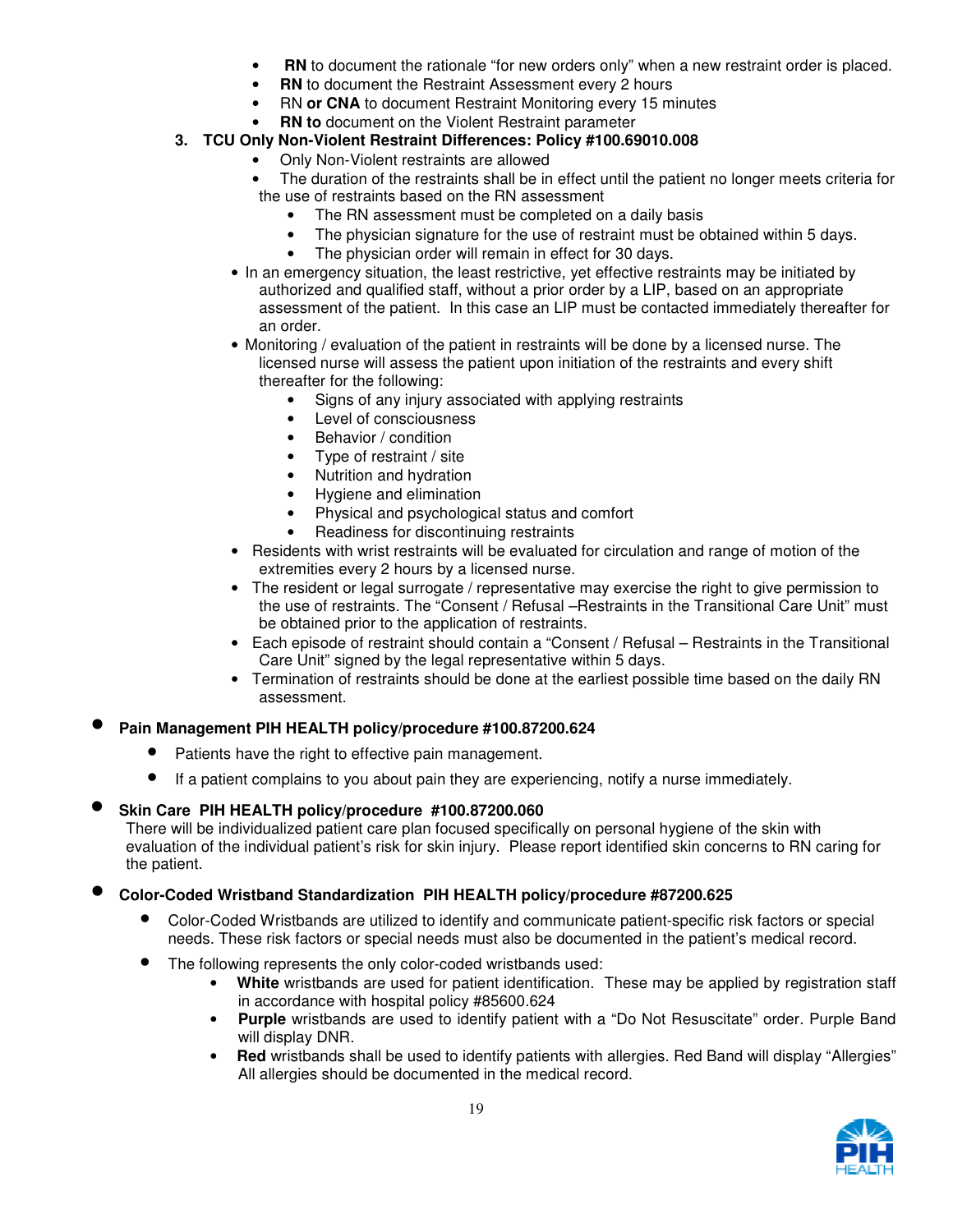- **RN** to document the rationale "for new orders only" when a new restraint order is placed.
- **RN** to document the Restraint Assessment every 2 hours
- RN **or CNA** to document Restraint Monitoring every 15 minutes
- **RN to** document on the Violent Restraint parameter

3. **TCU Only Non-Violent Restraint Differences: Policy #100.69010.008**
   - Only Non-Violent restraints are allowed
   - The duration of the restraints shall be in effect until the patient no longer meets criteria for the use of restraints based on the RN assessment
     - The RN assessment must be completed on a daily basis
     - The physician signature for the use of restraint must be obtained within 5 days.
     - The physician order will remain in effect for 30 days.
   - In an emergency situation, the least restrictive, yet effective restraints may be initiated by authorized and qualified staff, without a prior order by a LIP, based on an appropriate assessment of the patient. In this case an LIP must be contacted immediately thereafter for an order.
   - Monitoring / evaluation of the patient in restraints will be done by a licensed nurse. The licensed nurse will assess the patient upon initiation of the restraints and every shift thereafter for the following:
     - Signs of any injury associated with applying restraints
     - Level of consciousness
     - Behavior / condition
     - Type of restraint / site
     - Nutrition and hydration
     - Hygiene and elimination
     - Physical and psychological status and comfort
     - Readiness for discontinuing restraints
   - Residents with wrist restraints will be evaluated for circulation and range of motion of the extremities every 2 hours by a licensed nurse.
   - The resident or legal surrogate / representative may exercise the right to give permission to the use of restraints. The "Consent / Refusal –Restraints in the Transitional Care Unit" must be obtained prior to the application of restraints.
   - Each episode of restraint should contain a "Consent / Refusal – Restraints in the Transitional Care Unit" signed by the legal representative within 5 days.
   - Termination of restraints should be done at the earliest possible time based on the daily RN assessment.

- **Pain Management PIH HEALTH policy/procedure #100.87200.624**
  - Patients have the right to effective pain management.
  - If a patient complains to you about pain they are experiencing, notify a nurse immediately.

- **Skin Care PIH HEALTH policy/procedure #100.87200.060**
  There will be individualized patient care plan focused specifically on personal hygiene of the skin with evaluation of the individual patient's risk for skin injury. Please report identified skin concerns to RN caring for the patient.

- **Color-Coded Wristband Standardization PIH HEALTH policy/procedure #87200.625**
  - Color-Coded Wristbands are utilized to identify and communicate patient-specific risk factors or special needs. These risk factors or special needs must also be documented in the patient's medical record.
  - The following represents the only color-coded wristbands used:
    - **White** wristbands are used for patient identification. These may be applied by registration staff in accordance with hospital policy #85600.624
    - **Purple** wristbands are used to identify patient with a "Do Not Resuscitate" order. Purple Band will display DNR.
    - **Red** wristbands shall be used to identify patients with allergies. Red Band will display "Allergies" All allergies should be documented in the medical record.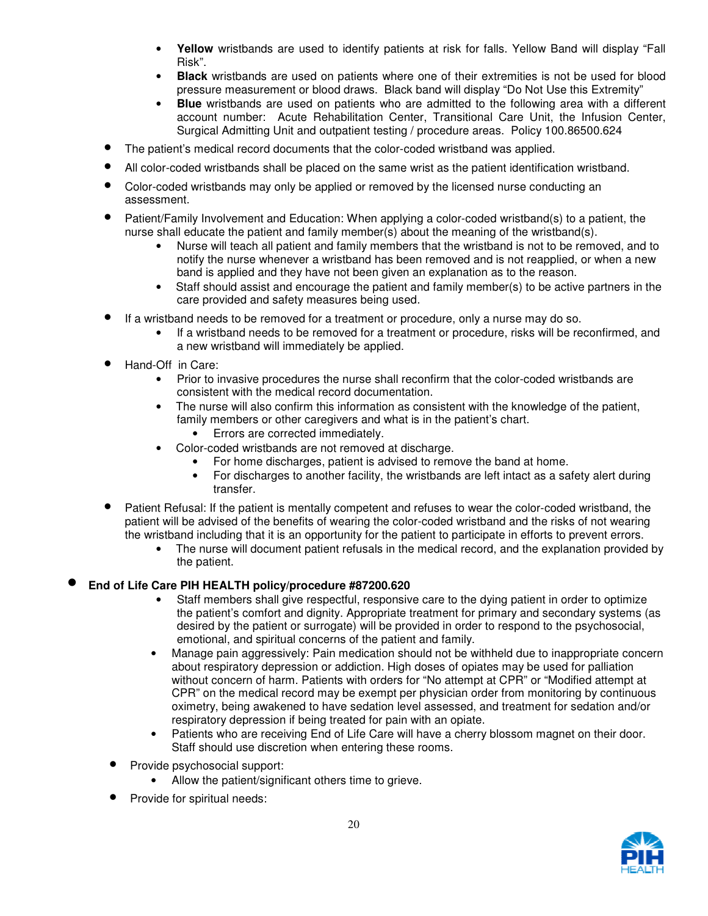- **Yellow** wristbands are used to identify patients at risk for falls. Yellow Band will display "Fall Risk".
- **Black** wristbands are used on patients where one of their extremities is not be used for blood pressure measurement or blood draws. Black band will display "Do Not Use this Extremity"
- **Blue** wristbands are used on patients who are admitted to the following area with a different account number: Acute Rehabilitation Center, Transitional Care Unit, the Infusion Center, Surgical Admitting Unit and outpatient testing / procedure areas. Policy 100.86500.624

- The patient's medical record documents that the color-coded wristband was applied.
- All color-coded wristbands shall be placed on the same wrist as the patient identification wristband.
- Color-coded wristbands may only be applied or removed by the licensed nurse conducting an assessment.
- Patient/Family Involvement and Education: When applying a color-coded wristband(s) to a patient, the nurse shall educate the patient and family member(s) about the meaning of the wristband(s).
    - Nurse will teach all patient and family members that the wristband is not to be removed, and to notify the nurse whenever a wristband has been removed and is not reapplied, or when a new band is applied and they have not been given an explanation as to the reason.
    - Staff should assist and encourage the patient and family member(s) to be active partners in the care provided and safety measures being used.
- If a wristband needs to be removed for a treatment or procedure, only a nurse may do so.
    - If a wristband needs to be removed for a treatment or procedure, risks will be reconfirmed, and a new wristband will immediately be applied.
- Hand-Off in Care:
    - Prior to invasive procedures the nurse shall reconfirm that the color-coded wristbands are consistent with the medical record documentation.
    - The nurse will also confirm this information as consistent with the knowledge of the patient, family members or other caregivers and what is in the patient's chart.
        - Errors are corrected immediately.
    - Color-coded wristbands are not removed at discharge.
        - For home discharges, patient is advised to remove the band at home.
        - For discharges to another facility, the wristbands are left intact as a safety alert during transfer.
- Patient Refusal: If the patient is mentally competent and refuses to wear the color-coded wristband, the patient will be advised of the benefits of wearing the color-coded wristband and the risks of not wearing the wristband including that it is an opportunity for the patient to participate in efforts to prevent errors.
    - The nurse will document patient refusals in the medical record, and the explanation provided by the patient.

- **End of Life Care PIH HEALTH policy/procedure #87200.620**
    - Staff members shall give respectful, responsive care to the dying patient in order to optimize the patient's comfort and dignity. Appropriate treatment for primary and secondary systems (as desired by the patient or surrogate) will be provided in order to respond to the psychosocial, emotional, and spiritual concerns of the patient and family.
    - Manage pain aggressively: Pain medication should not be withheld due to inappropriate concern about respiratory depression or addiction. High doses of opiates may be used for palliation without concern of harm. Patients with orders for "No attempt at CPR" or "Modified attempt at CPR" on the medical record may be exempt per physician order from monitoring by continuous oximetry, being awakened to have sedation level assessed, and treatment for sedation and/or respiratory depression if being treated for pain with an opiate.
    - Patients who are receiving End of Life Care will have a cherry blossom magnet on their door. Staff should use discretion when entering these rooms.
  - Provide psychosocial support:
    - Allow the patient/significant others time to grieve.
  - Provide for spiritual needs: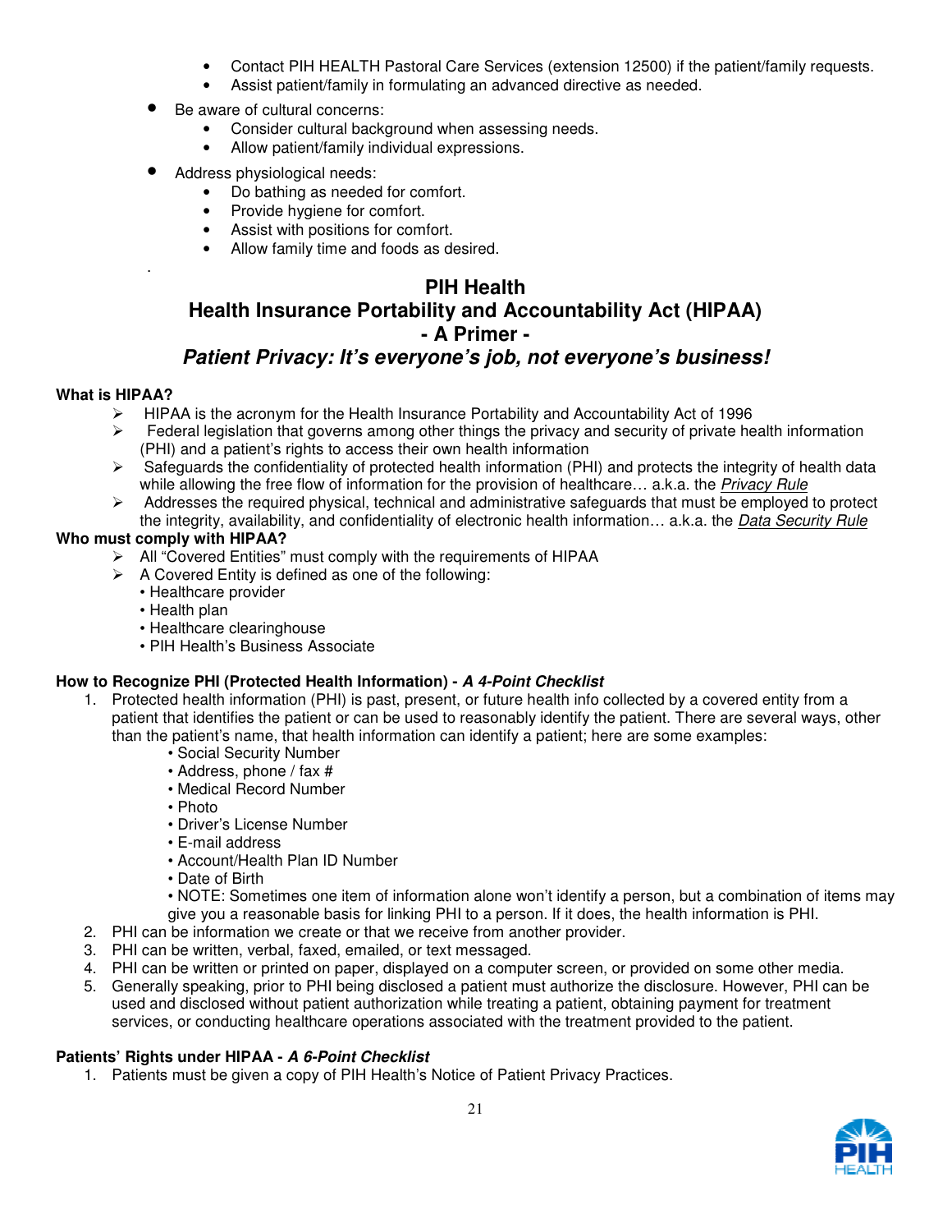- Contact PIH HEALTH Pastoral Care Services (extension 12500) if the patient/family requests.
- Assist patient/family in formulating an advanced directive as needed.

- Be aware of cultural concerns:
  - Consider cultural background when assessing needs.
  - Allow patient/family individual expressions.
- Address physiological needs:
  - Do bathing as needed for comfort.
  - Provide hygiene for comfort.
  - Assist with positions for comfort.
  - Allow family time and foods as desired.

.

## PIH Health
## Health Insurance Portability and Accountability Act (HIPAA)
## - A Primer -
## *Patient Privacy: It's everyone's job, not everyone's business!*

**What is HIPAA?**

- HIPAA is the acronym for the Health Insurance Portability and Accountability Act of 1996
- Federal legislation that governs among other things the privacy and security of private health information (PHI) and a patient's rights to access their own health information
- Safeguards the confidentiality of protected health information (PHI) and protects the integrity of health data while allowing the free flow of information for the provision of healthcare… a.k.a. the *Privacy Rule*
- Addresses the required physical, technical and administrative safeguards that must be employed to protect the integrity, availability, and confidentiality of electronic health information… a.k.a. the *Data Security Rule*

**Who must comply with HIPAA?**

- All "Covered Entities" must comply with the requirements of HIPAA
- A Covered Entity is defined as one of the following:
  - Healthcare provider
  - Health plan
  - Healthcare clearinghouse
  - PIH Health's Business Associate

**How to Recognize PHI (Protected Health Information) - *A 4-Point Checklist***

1. Protected health information (PHI) is past, present, or future health info collected by a covered entity from a patient that identifies the patient or can be used to reasonably identify the patient. There are several ways, other than the patient's name, that health information can identify a patient; here are some examples:
   - Social Security Number
   - Address, phone / fax #
   - Medical Record Number
   - Photo
   - Driver's License Number
   - E-mail address
   - Account/Health Plan ID Number
   - Date of Birth
   - NOTE: Sometimes one item of information alone won't identify a person, but a combination of items may give you a reasonable basis for linking PHI to a person. If it does, the health information is PHI.
2. PHI can be information we create or that we receive from another provider.
3. PHI can be written, verbal, faxed, emailed, or text messaged.
4. PHI can be written or printed on paper, displayed on a computer screen, or provided on some other media.
5. Generally speaking, prior to PHI being disclosed a patient must authorize the disclosure. However, PHI can be used and disclosed without patient authorization while treating a patient, obtaining payment for treatment services, or conducting healthcare operations associated with the treatment provided to the patient.

**Patients' Rights under HIPAA - *A 6-Point Checklist***

1. Patients must be given a copy of PIH Health's Notice of Patient Privacy Practices.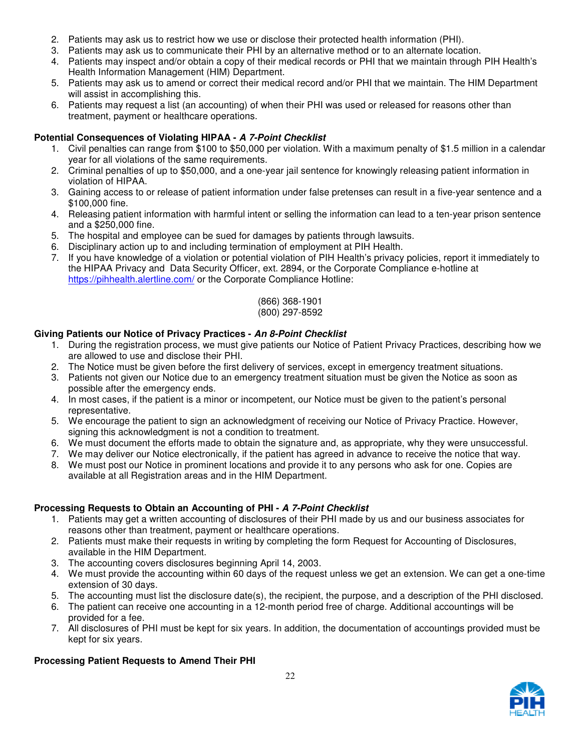2. Patients may ask us to restrict how we use or disclose their protected health information (PHI).
3. Patients may ask us to communicate their PHI by an alternative method or to an alternate location.
4. Patients may inspect and/or obtain a copy of their medical records or PHI that we maintain through PIH Health's Health Information Management (HIM) Department.
5. Patients may ask us to amend or correct their medical record and/or PHI that we maintain. The HIM Department will assist in accomplishing this.
6. Patients may request a list (an accounting) of when their PHI was used or released for reasons other than treatment, payment or healthcare operations.

**Potential Consequences of Violating HIPAA - *A 7-Point Checklist***

1. Civil penalties can range from $100 to $50,000 per violation. With a maximum penalty of $1.5 million in a calendar year for all violations of the same requirements.
2. Criminal penalties of up to $50,000, and a one-year jail sentence for knowingly releasing patient information in violation of HIPAA.
3. Gaining access to or release of patient information under false pretenses can result in a five-year sentence and a $100,000 fine.
4. Releasing patient information with harmful intent or selling the information can lead to a ten-year prison sentence and a $250,000 fine.
5. The hospital and employee can be sued for damages by patients through lawsuits.
6. Disciplinary action up to and including termination of employment at PIH Health.
7. If you have knowledge of a violation or potential violation of PIH Health's privacy policies, report it immediately to the HIPAA Privacy and Data Security Officer, ext. 2894, or the Corporate Compliance e-hotline at https://pihhealth.alertline.com/ or the Corporate Compliance Hotline:

   (866) 368-1901
   (800) 297-8592

**Giving Patients our Notice of Privacy Practices - *An 8-Point Checklist***

1. During the registration process, we must give patients our Notice of Patient Privacy Practices, describing how we are allowed to use and disclose their PHI.
2. The Notice must be given before the first delivery of services, except in emergency treatment situations.
3. Patients not given our Notice due to an emergency treatment situation must be given the Notice as soon as possible after the emergency ends.
4. In most cases, if the patient is a minor or incompetent, our Notice must be given to the patient's personal representative.
5. We encourage the patient to sign an acknowledgment of receiving our Notice of Privacy Practice. However, signing this acknowledgment is not a condition to treatment.
6. We must document the efforts made to obtain the signature and, as appropriate, why they were unsuccessful.
7. We may deliver our Notice electronically, if the patient has agreed in advance to receive the notice that way.
8. We must post our Notice in prominent locations and provide it to any persons who ask for one. Copies are available at all Registration areas and in the HIM Department.

**Processing Requests to Obtain an Accounting of PHI - *A 7-Point Checklist***

1. Patients may get a written accounting of disclosures of their PHI made by us and our business associates for reasons other than treatment, payment or healthcare operations.
2. Patients must make their requests in writing by completing the form Request for Accounting of Disclosures, available in the HIM Department.
3. The accounting covers disclosures beginning April 14, 2003.
4. We must provide the accounting within 60 days of the request unless we get an extension. We can get a one-time extension of 30 days.
5. The accounting must list the disclosure date(s), the recipient, the purpose, and a description of the PHI disclosed.
6. The patient can receive one accounting in a 12-month period free of charge. Additional accountings will be provided for a fee.
7. All disclosures of PHI must be kept for six years. In addition, the documentation of accountings provided must be kept for six years.

**Processing Patient Requests to Amend Their PHI**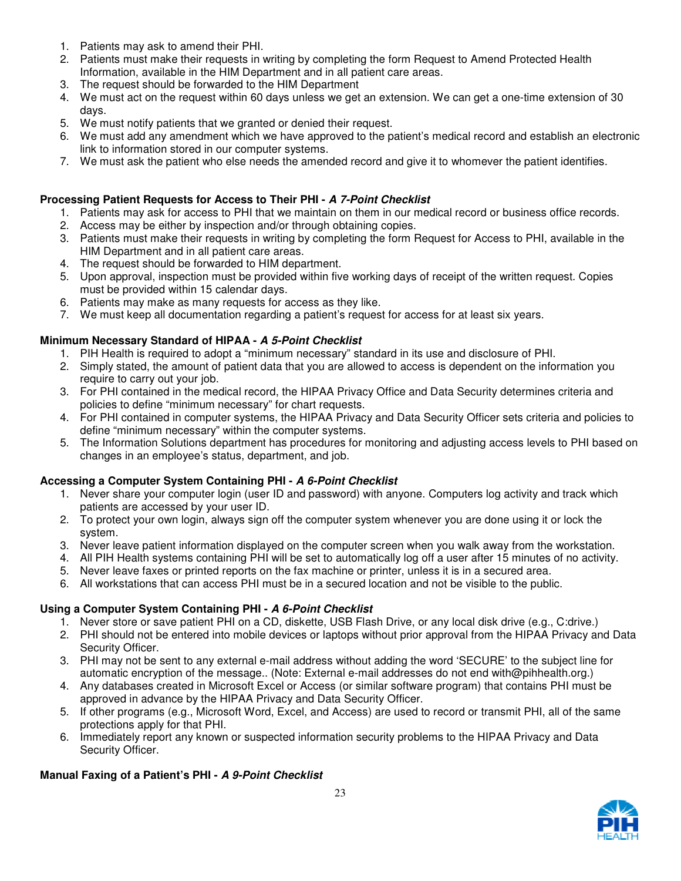1. Patients may ask to amend their PHI.
2. Patients must make their requests in writing by completing the form Request to Amend Protected Health Information, available in the HIM Department and in all patient care areas.
3. The request should be forwarded to the HIM Department
4. We must act on the request within 60 days unless we get an extension. We can get a one-time extension of 30 days.
5. We must notify patients that we granted or denied their request.
6. We must add any amendment which we have approved to the patient's medical record and establish an electronic link to information stored in our computer systems.
7. We must ask the patient who else needs the amended record and give it to whomever the patient identifies.

**Processing Patient Requests for Access to Their PHI -** ***A 7-Point Checklist***

1. Patients may ask for access to PHI that we maintain on them in our medical record or business office records.
2. Access may be either by inspection and/or through obtaining copies.
3. Patients must make their requests in writing by completing the form Request for Access to PHI, available in the HIM Department and in all patient care areas.
4. The request should be forwarded to HIM department.
5. Upon approval, inspection must be provided within five working days of receipt of the written request. Copies must be provided within 15 calendar days.
6. Patients may make as many requests for access as they like.
7. We must keep all documentation regarding a patient's request for access for at least six years.

**Minimum Necessary Standard of HIPAA -** ***A 5-Point Checklist***

1. PIH Health is required to adopt a "minimum necessary" standard in its use and disclosure of PHI.
2. Simply stated, the amount of patient data that you are allowed to access is dependent on the information you require to carry out your job.
3. For PHI contained in the medical record, the HIPAA Privacy Office and Data Security determines criteria and policies to define "minimum necessary" for chart requests.
4. For PHI contained in computer systems, the HIPAA Privacy and Data Security Officer sets criteria and policies to define "minimum necessary" within the computer systems.
5. The Information Solutions department has procedures for monitoring and adjusting access levels to PHI based on changes in an employee's status, department, and job.

**Accessing a Computer System Containing PHI -** ***A 6-Point Checklist***

1. Never share your computer login (user ID and password) with anyone. Computers log activity and track which patients are accessed by your user ID.
2. To protect your own login, always sign off the computer system whenever you are done using it or lock the system.
3. Never leave patient information displayed on the computer screen when you walk away from the workstation.
4. All PIH Health systems containing PHI will be set to automatically log off a user after 15 minutes of no activity.
5. Never leave faxes or printed reports on the fax machine or printer, unless it is in a secured area.
6. All workstations that can access PHI must be in a secured location and not be visible to the public.

**Using a Computer System Containing PHI -** ***A 6-Point Checklist***

1. Never store or save patient PHI on a CD, diskette, USB Flash Drive, or any local disk drive (e.g., C:drive.)
2. PHI should not be entered into mobile devices or laptops without prior approval from the HIPAA Privacy and Data Security Officer.
3. PHI may not be sent to any external e-mail address without adding the word 'SECURE' to the subject line for automatic encryption of the message.. (Note: External e-mail addresses do not end with@pihhealth.org.)
4. Any databases created in Microsoft Excel or Access (or similar software program) that contains PHI must be approved in advance by the HIPAA Privacy and Data Security Officer.
5. If other programs (e.g., Microsoft Word, Excel, and Access) are used to record or transmit PHI, all of the same protections apply for that PHI.
6. Immediately report any known or suspected information security problems to the HIPAA Privacy and Data Security Officer.

**Manual Faxing of a Patient's PHI -** ***A 9-Point Checklist***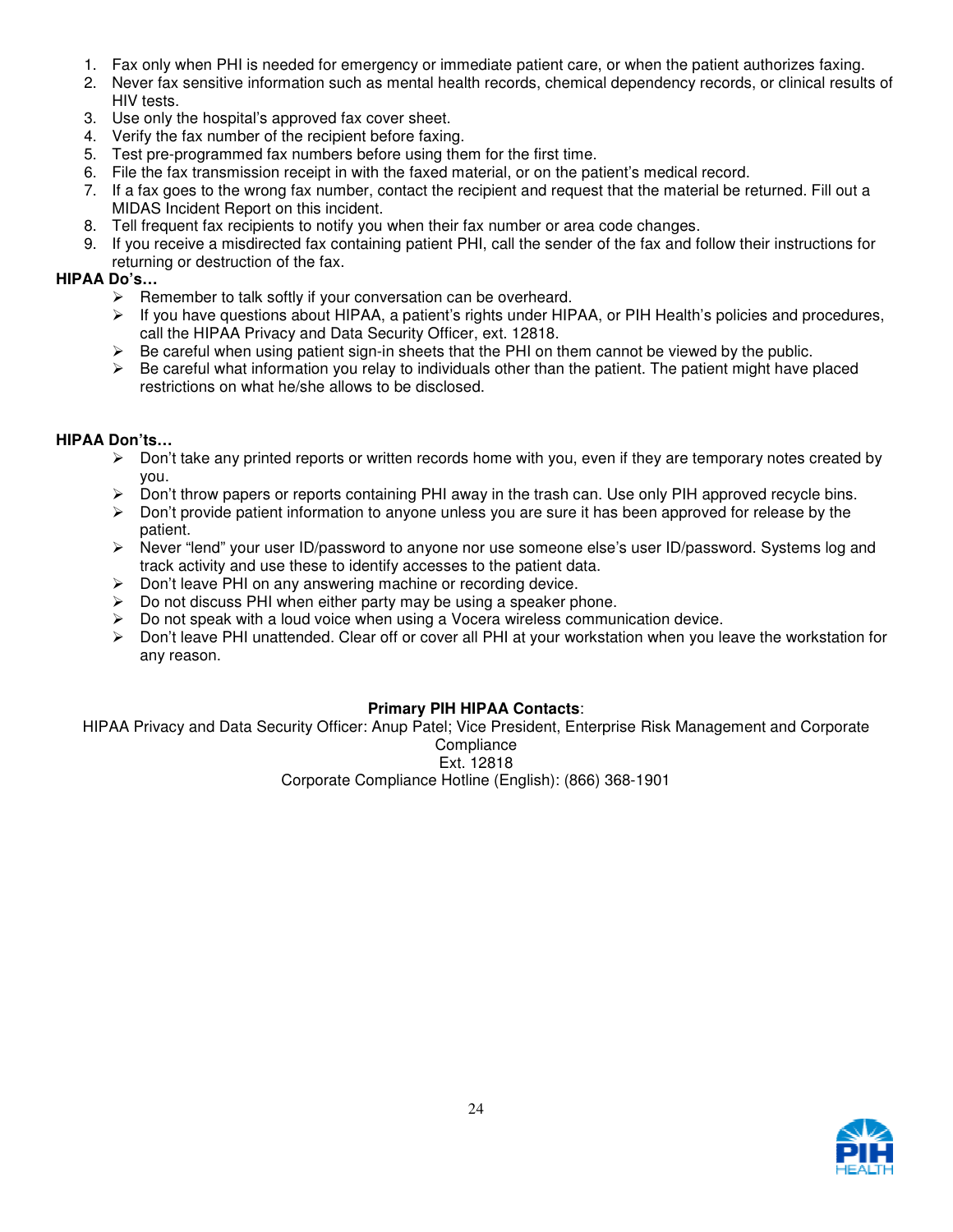1. Fax only when PHI is needed for emergency or immediate patient care, or when the patient authorizes faxing.
2. Never fax sensitive information such as mental health records, chemical dependency records, or clinical results of HIV tests.
3. Use only the hospital's approved fax cover sheet.
4. Verify the fax number of the recipient before faxing.
5. Test pre-programmed fax numbers before using them for the first time.
6. File the fax transmission receipt in with the faxed material, or on the patient's medical record.
7. If a fax goes to the wrong fax number, contact the recipient and request that the material be returned. Fill out a MIDAS Incident Report on this incident.
8. Tell frequent fax recipients to notify you when their fax number or area code changes.
9. If you receive a misdirected fax containing patient PHI, call the sender of the fax and follow their instructions for returning or destruction of the fax.

**HIPAA Do's…**

- Remember to talk softly if your conversation can be overheard.
- If you have questions about HIPAA, a patient's rights under HIPAA, or PIH Health's policies and procedures, call the HIPAA Privacy and Data Security Officer, ext. 12818.
- Be careful when using patient sign-in sheets that the PHI on them cannot be viewed by the public.
- Be careful what information you relay to individuals other than the patient. The patient might have placed restrictions on what he/she allows to be disclosed.

**HIPAA Don'ts…**

- Don't take any printed reports or written records home with you, even if they are temporary notes created by you.
- Don't throw papers or reports containing PHI away in the trash can. Use only PIH approved recycle bins.
- Don't provide patient information to anyone unless you are sure it has been approved for release by the patient.
- Never "lend" your user ID/password to anyone nor use someone else's user ID/password. Systems log and track activity and use these to identify accesses to the patient data.
- Don't leave PHI on any answering machine or recording device.
- Do not discuss PHI when either party may be using a speaker phone.
- Do not speak with a loud voice when using a Vocera wireless communication device.
- Don't leave PHI unattended. Clear off or cover all PHI at your workstation when you leave the workstation for any reason.

**Primary PIH HIPAA Contacts**:

HIPAA Privacy and Data Security Officer: Anup Patel; Vice President, Enterprise Risk Management and Corporate Compliance
Ext. 12818
Corporate Compliance Hotline (English): (866) 368-1901